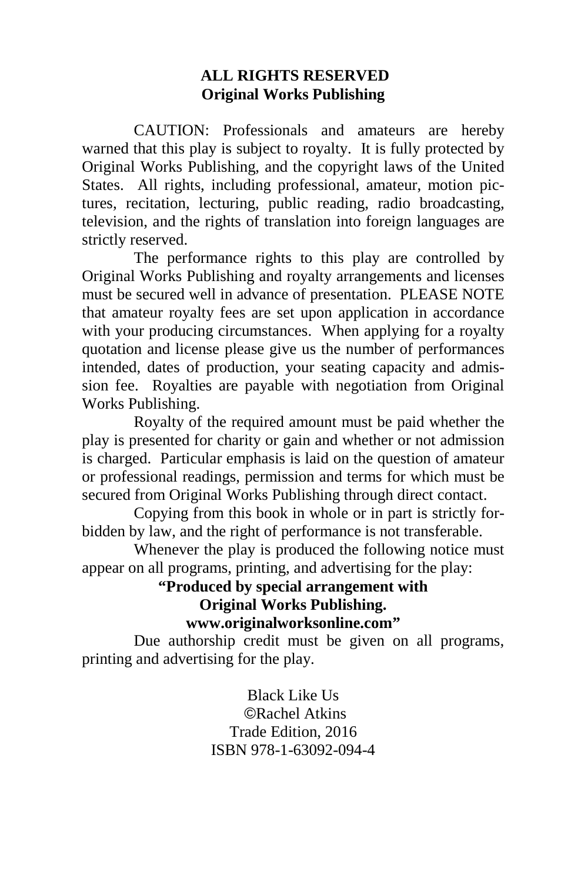**ALL RIGHTS RESERVED**
**Original Works Publishing**

CAUTION: Professionals and amateurs are hereby warned that this play is subject to royalty. It is fully protected by Original Works Publishing, and the copyright laws of the United States. All rights, including professional, amateur, motion pictures, recitation, lecturing, public reading, radio broadcasting, television, and the rights of translation into foreign languages are strictly reserved.

The performance rights to this play are controlled by Original Works Publishing and royalty arrangements and licenses must be secured well in advance of presentation. PLEASE NOTE that amateur royalty fees are set upon application in accordance with your producing circumstances. When applying for a royalty quotation and license please give us the number of performances intended, dates of production, your seating capacity and admission fee. Royalties are payable with negotiation from Original Works Publishing.

Royalty of the required amount must be paid whether the play is presented for charity or gain and whether or not admission is charged. Particular emphasis is laid on the question of amateur or professional readings, permission and terms for which must be secured from Original Works Publishing through direct contact.

Copying from this book in whole or in part is strictly forbidden by law, and the right of performance is not transferable.

Whenever the play is produced the following notice must appear on all programs, printing, and advertising for the play:

**"Produced by special arrangement with**
**Original Works Publishing.**
**www.originalworksonline.com"**

Due authorship credit must be given on all programs, printing and advertising for the play.

Black Like Us
©Rachel Atkins
Trade Edition, 2016
ISBN 978-1-63092-094-4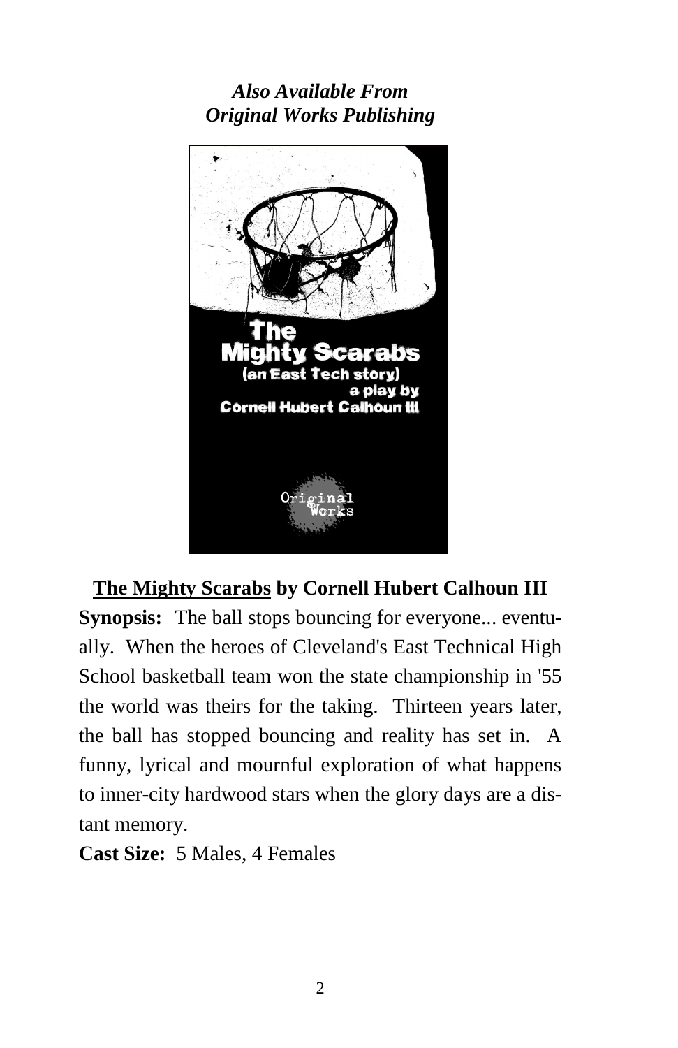***Also Available From***
***Original Works Publishing***

**The Mighty Scarabs by Cornell Hubert Calhoun III**

**Synopsis:** The ball stops bouncing for everyone... eventually. When the heroes of Cleveland's East Technical High School basketball team won the state championship in '55 the world was theirs for the taking. Thirteen years later, the ball has stopped bouncing and reality has set in. A funny, lyrical and mournful exploration of what happens to inner-city hardwood stars when the glory days are a distant memory.

**Cast Size:** 5 Males, 4 Females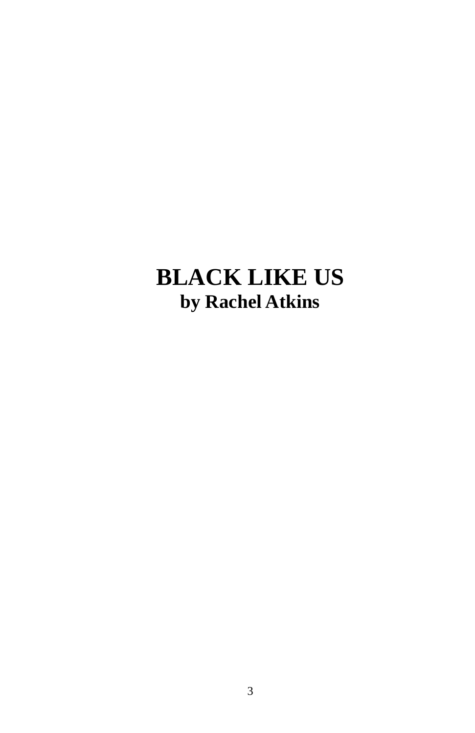# BLACK LIKE US

**by Rachel Atkins**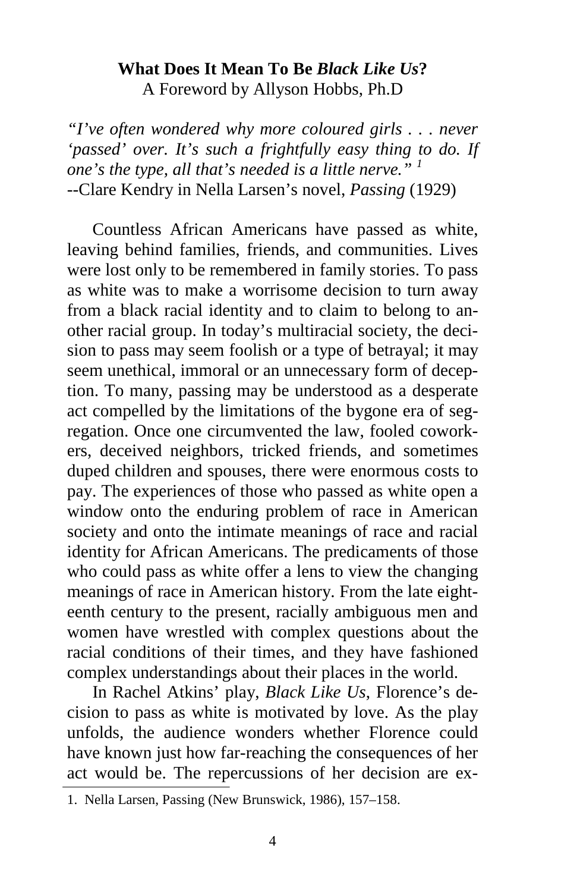## What Does It Mean To Be *Black Like Us*?

A Foreword by Allyson Hobbs, Ph.D

*"I've often wondered why more coloured girls . . . never 'passed' over. It's such a frightfully easy thing to do. If one's the type, all that's needed is a little nerve."* [1]
--Clare Kendry in Nella Larsen's novel, *Passing* (1929)

Countless African Americans have passed as white, leaving behind families, friends, and communities. Lives were lost only to be remembered in family stories. To pass as white was to make a worrisome decision to turn away from a black racial identity and to claim to belong to another racial group. In today's multiracial society, the decision to pass may seem foolish or a type of betrayal; it may seem unethical, immoral or an unnecessary form of deception. To many, passing may be understood as a desperate act compelled by the limitations of the bygone era of segregation. Once one circumvented the law, fooled coworkers, deceived neighbors, tricked friends, and sometimes duped children and spouses, there were enormous costs to pay. The experiences of those who passed as white open a window onto the enduring problem of race in American society and onto the intimate meanings of race and racial identity for African Americans. The predicaments of those who could pass as white offer a lens to view the changing meanings of race in American history. From the late eighteenth century to the present, racially ambiguous men and women have wrestled with complex questions about the racial conditions of their times, and they have fashioned complex understandings about their places in the world.

In Rachel Atkins' play, *Black Like Us*, Florence's decision to pass as white is motivated by love. As the play unfolds, the audience wonders whether Florence could have known just how far-reaching the consequences of her act would be. The repercussions of her decision are ex-

1. Nella Larsen, Passing (New Brunswick, 1986), 157–158.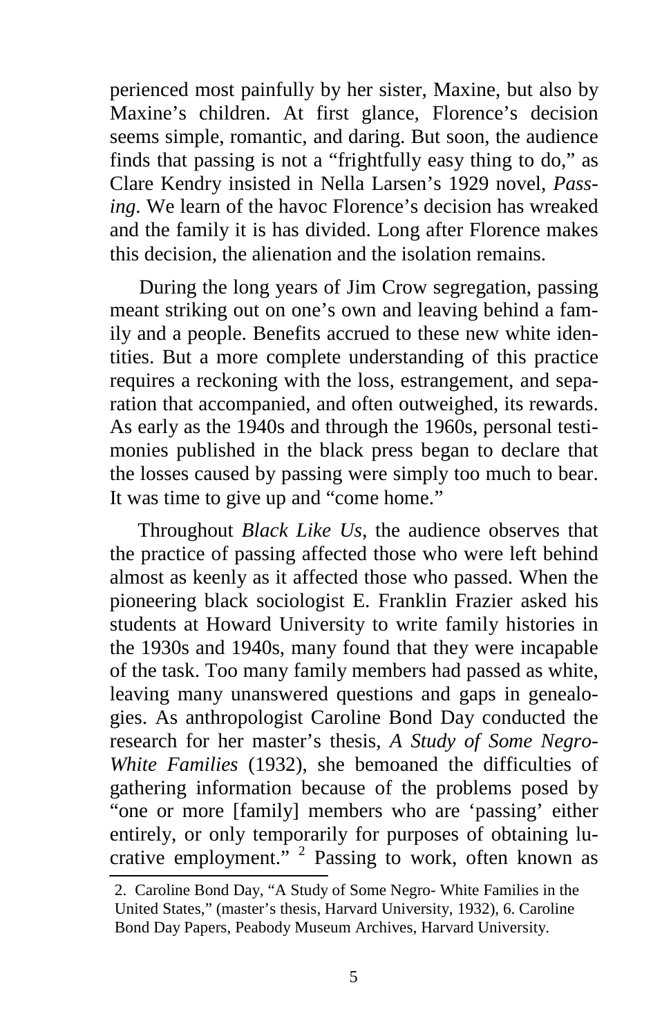perienced most painfully by her sister, Maxine, but also by Maxine's children. At first glance, Florence's decision seems simple, romantic, and daring. But soon, the audience finds that passing is not a "frightfully easy thing to do," as Clare Kendry insisted in Nella Larsen's 1929 novel, *Passing*. We learn of the havoc Florence's decision has wreaked and the family it is has divided. Long after Florence makes this decision, the alienation and the isolation remains.

During the long years of Jim Crow segregation, passing meant striking out on one's own and leaving behind a family and a people. Benefits accrued to these new white identities. But a more complete understanding of this practice requires a reckoning with the loss, estrangement, and separation that accompanied, and often outweighed, its rewards. As early as the 1940s and through the 1960s, personal testimonies published in the black press began to declare that the losses caused by passing were simply too much to bear. It was time to give up and "come home."

Throughout *Black Like Us*, the audience observes that the practice of passing affected those who were left behind almost as keenly as it affected those who passed. When the pioneering black sociologist E. Franklin Frazier asked his students at Howard University to write family histories in the 1930s and 1940s, many found that they were incapable of the task. Too many family members had passed as white, leaving many unanswered questions and gaps in genealogies. As anthropologist Caroline Bond Day conducted the research for her master's thesis, *A Study of Some Negro-White Families* (1932), she bemoaned the difficulties of gathering information because of the problems posed by "one or more [family] members who are 'passing' either entirely, or only temporarily for purposes of obtaining lucrative employment." [2] Passing to work, often known as

2. Caroline Bond Day, "A Study of Some Negro- White Families in the United States," (master's thesis, Harvard University, 1932), 6. Caroline Bond Day Papers, Peabody Museum Archives, Harvard University.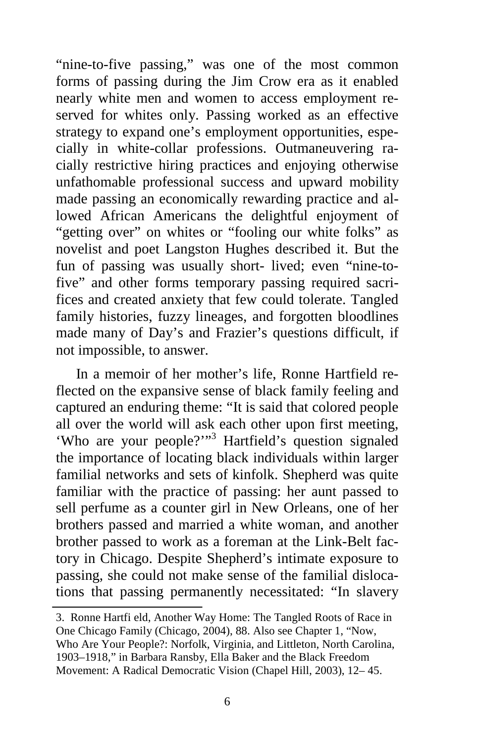"nine-to-five passing," was one of the most common forms of passing during the Jim Crow era as it enabled nearly white men and women to access employment reserved for whites only. Passing worked as an effective strategy to expand one's employment opportunities, especially in white-collar professions. Outmaneuvering racially restrictive hiring practices and enjoying otherwise unfathomable professional success and upward mobility made passing an economically rewarding practice and allowed African Americans the delightful enjoyment of "getting over" on whites or "fooling our white folks" as novelist and poet Langston Hughes described it. But the fun of passing was usually short- lived; even "nine-to-five" and other forms temporary passing required sacrifices and created anxiety that few could tolerate. Tangled family histories, fuzzy lineages, and forgotten bloodlines made many of Day's and Frazier's questions difficult, if not impossible, to answer.

In a memoir of her mother's life, Ronne Hartfield reflected on the expansive sense of black family feeling and captured an enduring theme: "It is said that colored people all over the world will ask each other upon first meeting, 'Who are your people?'"[3] Hartfield's question signaled the importance of locating black individuals within larger familial networks and sets of kinfolk. Shepherd was quite familiar with the practice of passing: her aunt passed to sell perfume as a counter girl in New Orleans, one of her brothers passed and married a white woman, and another brother passed to work as a foreman at the Link-Belt factory in Chicago. Despite Shepherd's intimate exposure to passing, she could not make sense of the familial dislocations that passing permanently necessitated: "In slavery

---

3. Ronne Hartfi eld, Another Way Home: The Tangled Roots of Race in One Chicago Family (Chicago, 2004), 88. Also see Chapter 1, "Now, Who Are Your People?: Norfolk, Virginia, and Littleton, North Carolina, 1903–1918," in Barbara Ransby, Ella Baker and the Black Freedom Movement: A Radical Democratic Vision (Chapel Hill, 2003), 12– 45.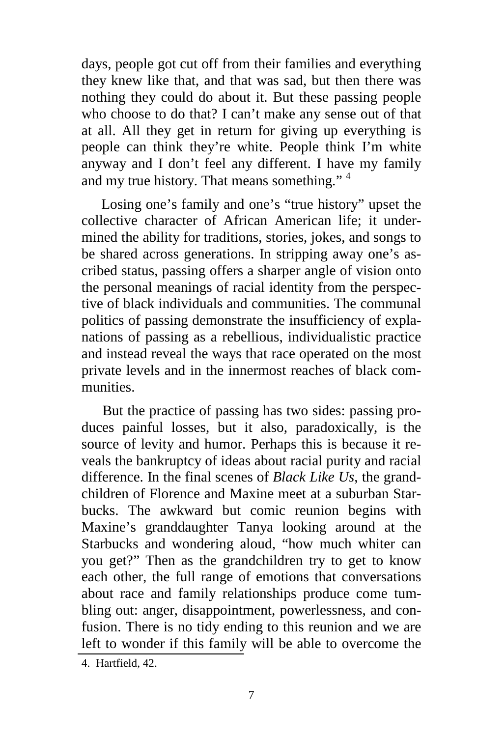days, people got cut off from their families and everything they knew like that, and that was sad, but then there was nothing they could do about it. But these passing people who choose to do that? I can't make any sense out of that at all. All they get in return for giving up everything is people can think they're white. People think I'm white anyway and I don't feel any different. I have my family and my true history. That means something." [4]

Losing one's family and one's "true history" upset the collective character of African American life; it undermined the ability for traditions, stories, jokes, and songs to be shared across generations. In stripping away one's ascribed status, passing offers a sharper angle of vision onto the personal meanings of racial identity from the perspective of black individuals and communities. The communal politics of passing demonstrate the insufficiency of explanations of passing as a rebellious, individualistic practice and instead reveal the ways that race operated on the most private levels and in the innermost reaches of black communities.

But the practice of passing has two sides: passing produces painful losses, but it also, paradoxically, is the source of levity and humor. Perhaps this is because it reveals the bankruptcy of ideas about racial purity and racial difference. In the final scenes of *Black Like Us*, the grandchildren of Florence and Maxine meet at a suburban Starbucks. The awkward but comic reunion begins with Maxine's granddaughter Tanya looking around at the Starbucks and wondering aloud, "how much whiter can you get?" Then as the grandchildren try to get to know each other, the full range of emotions that conversations about race and family relationships produce come tumbling out: anger, disappointment, powerlessness, and confusion. There is no tidy ending to this reunion and we are left to wonder if this family will be able to overcome the

4. Hartfield, 42.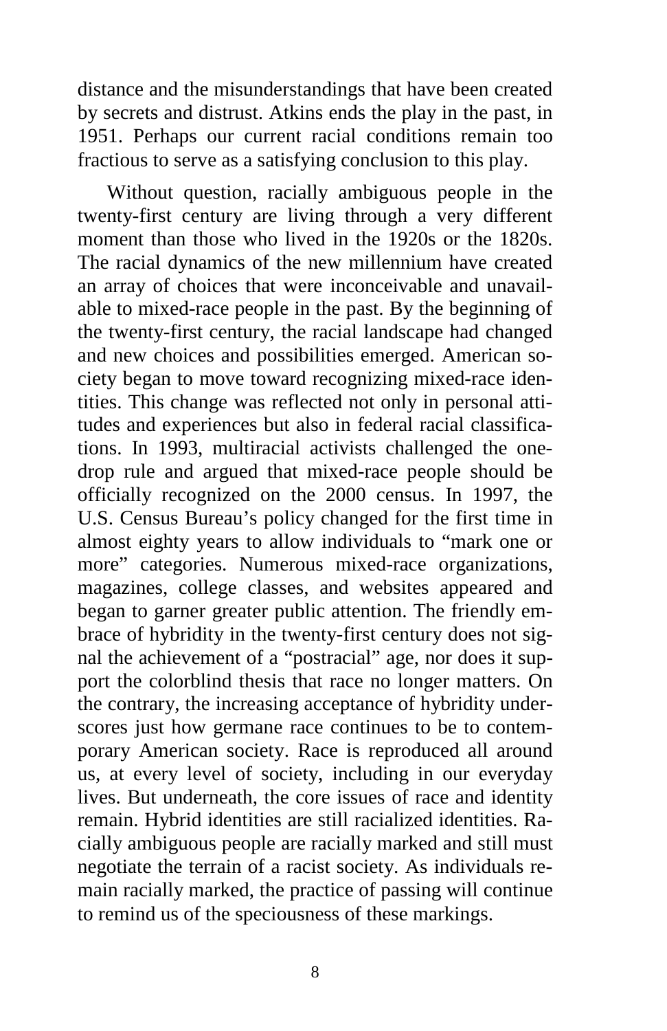distance and the misunderstandings that have been created by secrets and distrust. Atkins ends the play in the past, in 1951. Perhaps our current racial conditions remain too fractious to serve as a satisfying conclusion to this play.

Without question, racially ambiguous people in the twenty-first century are living through a very different moment than those who lived in the 1920s or the 1820s. The racial dynamics of the new millennium have created an array of choices that were inconceivable and unavailable to mixed-race people in the past. By the beginning of the twenty-first century, the racial landscape had changed and new choices and possibilities emerged. American society began to move toward recognizing mixed-race identities. This change was reflected not only in personal attitudes and experiences but also in federal racial classifications. In 1993, multiracial activists challenged the one-drop rule and argued that mixed-race people should be officially recognized on the 2000 census. In 1997, the U.S. Census Bureau's policy changed for the first time in almost eighty years to allow individuals to "mark one or more" categories. Numerous mixed-race organizations, magazines, college classes, and websites appeared and began to garner greater public attention. The friendly embrace of hybridity in the twenty-first century does not signal the achievement of a "postracial" age, nor does it support the colorblind thesis that race no longer matters. On the contrary, the increasing acceptance of hybridity underscores just how germane race continues to be to contemporary American society. Race is reproduced all around us, at every level of society, including in our everyday lives. But underneath, the core issues of race and identity remain. Hybrid identities are still racialized identities. Racially ambiguous people are racially marked and still must negotiate the terrain of a racist society. As individuals remain racially marked, the practice of passing will continue to remind us of the speciousness of these markings.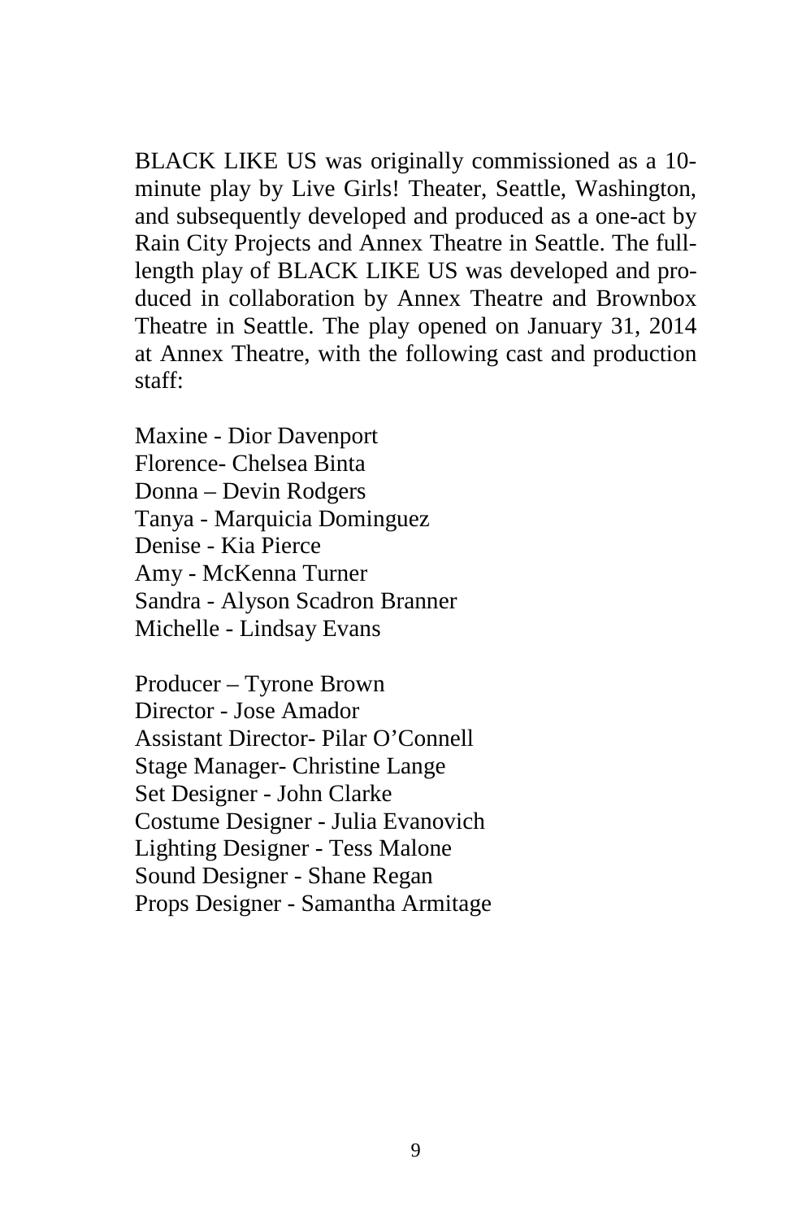BLACK LIKE US was originally commissioned as a 10-minute play by Live Girls! Theater, Seattle, Washington, and subsequently developed and produced as a one-act by Rain City Projects and Annex Theatre in Seattle. The full-length play of BLACK LIKE US was developed and produced in collaboration by Annex Theatre and Brownbox Theatre in Seattle. The play opened on January 31, 2014 at Annex Theatre, with the following cast and production staff:

Maxine - Dior Davenport  
Florence- Chelsea Binta  
Donna – Devin Rodgers  
Tanya - Marquicia Dominguez  
Denise - Kia Pierce  
Amy - McKenna Turner  
Sandra - Alyson Scadron Branner  
Michelle - Lindsay Evans

Producer – Tyrone Brown  
Director - Jose Amador  
Assistant Director- Pilar O'Connell  
Stage Manager- Christine Lange  
Set Designer - John Clarke  
Costume Designer - Julia Evanovich  
Lighting Designer - Tess Malone  
Sound Designer - Shane Regan  
Props Designer - Samantha Armitage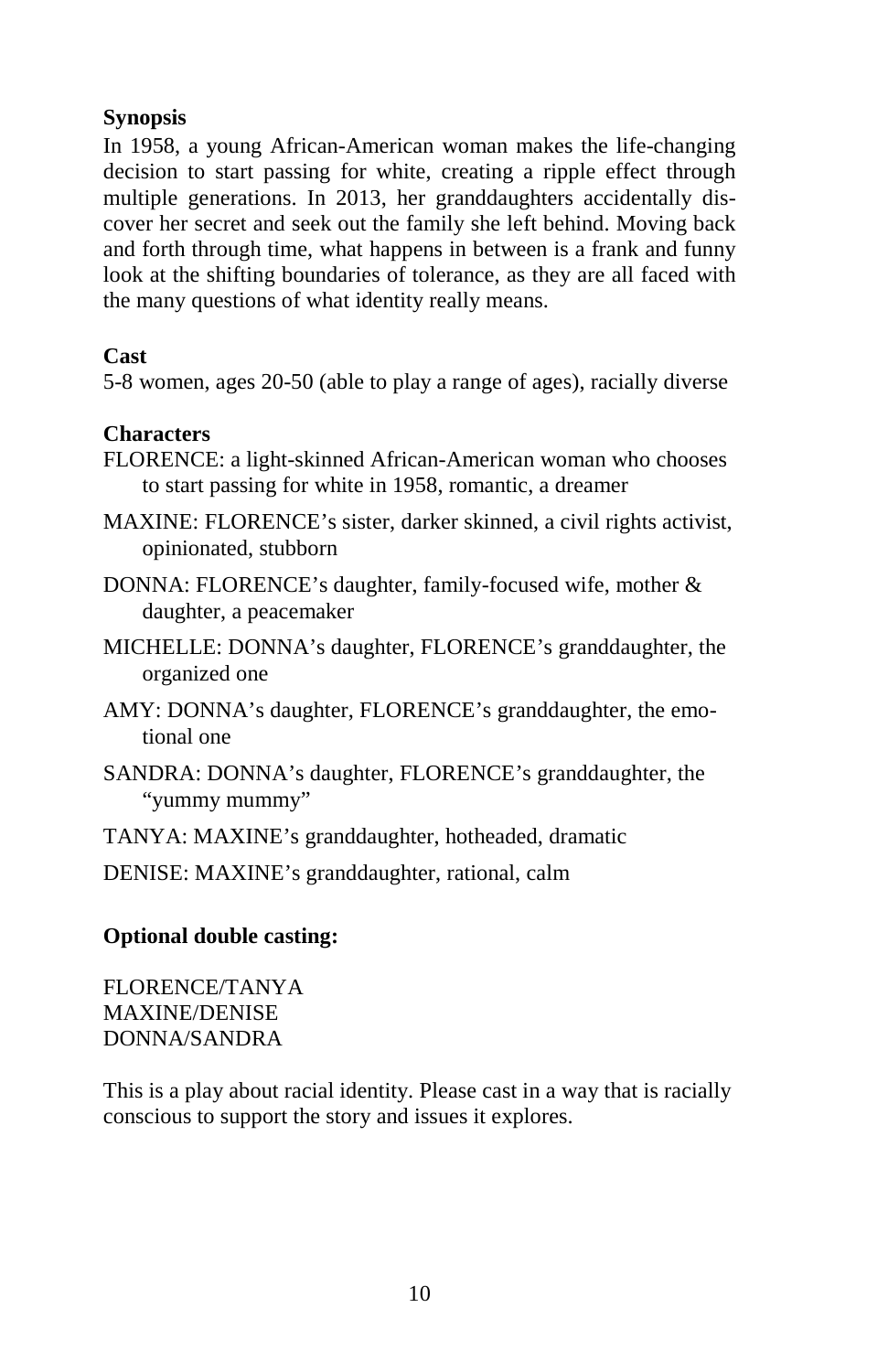**Synopsis**

In 1958, a young African-American woman makes the life-changing decision to start passing for white, creating a ripple effect through multiple generations. In 2013, her granddaughters accidentally discover her secret and seek out the family she left behind. Moving back and forth through time, what happens in between is a frank and funny look at the shifting boundaries of tolerance, as they are all faced with the many questions of what identity really means.

**Cast**

5-8 women, ages 20-50 (able to play a range of ages), racially diverse

**Characters**

FLORENCE: a light-skinned African-American woman who chooses to start passing for white in 1958, romantic, a dreamer

MAXINE: FLORENCE's sister, darker skinned, a civil rights activist, opinionated, stubborn

DONNA: FLORENCE's daughter, family-focused wife, mother & daughter, a peacemaker

MICHELLE: DONNA's daughter, FLORENCE's granddaughter, the organized one

AMY: DONNA's daughter, FLORENCE's granddaughter, the emotional one

SANDRA: DONNA's daughter, FLORENCE's granddaughter, the "yummy mummy"

TANYA: MAXINE's granddaughter, hotheaded, dramatic

DENISE: MAXINE's granddaughter, rational, calm

**Optional double casting:**

FLORENCE/TANYA
MAXINE/DENISE
DONNA/SANDRA

This is a play about racial identity. Please cast in a way that is racially conscious to support the story and issues it explores.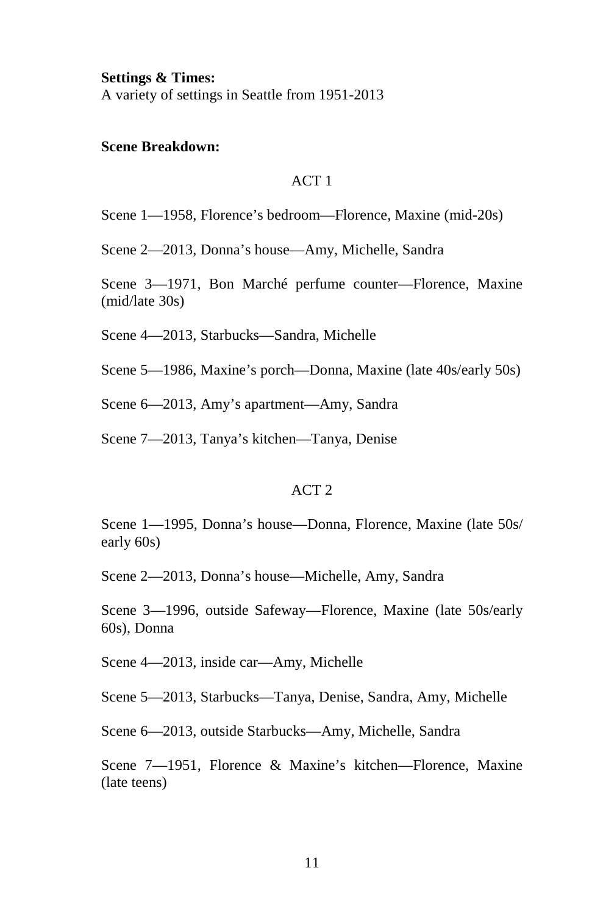**Settings & Times:**
A variety of settings in Seattle from 1951-2013

**Scene Breakdown:**

ACT 1

Scene 1—1958, Florence's bedroom—Florence, Maxine (mid-20s)

Scene 2—2013, Donna's house—Amy, Michelle, Sandra

Scene 3—1971, Bon Marché perfume counter—Florence, Maxine (mid/late 30s)

Scene 4—2013, Starbucks—Sandra, Michelle

Scene 5—1986, Maxine's porch—Donna, Maxine (late 40s/early 50s)

Scene 6—2013, Amy's apartment—Amy, Sandra

Scene 7—2013, Tanya's kitchen—Tanya, Denise

ACT 2

Scene 1—1995, Donna's house—Donna, Florence, Maxine (late 50s/ early 60s)

Scene 2—2013, Donna's house—Michelle, Amy, Sandra

Scene 3—1996, outside Safeway—Florence, Maxine (late 50s/early 60s), Donna

Scene 4—2013, inside car—Amy, Michelle

Scene 5—2013, Starbucks—Tanya, Denise, Sandra, Amy, Michelle

Scene 6—2013, outside Starbucks—Amy, Michelle, Sandra

Scene 7—1951, Florence & Maxine's kitchen—Florence, Maxine (late teens)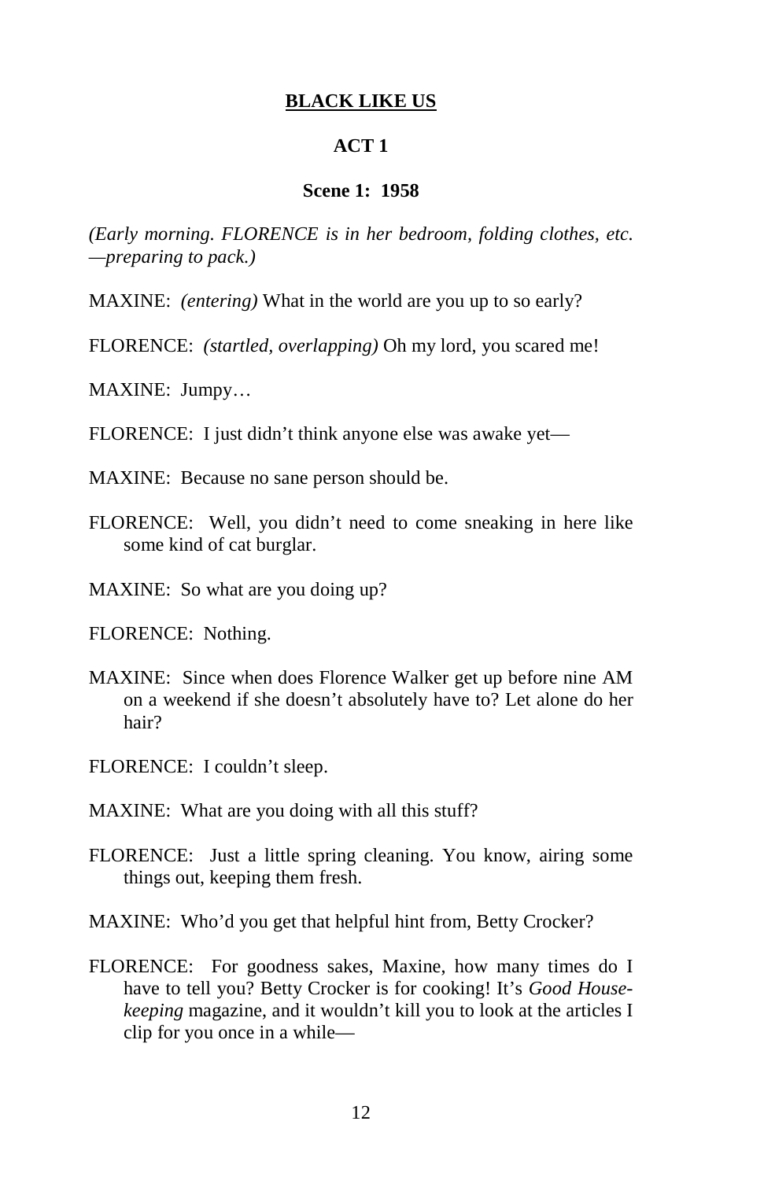**BLACK LIKE US**

**ACT 1**

**Scene 1: 1958**

*(Early morning. FLORENCE is in her bedroom, folding clothes, etc. —preparing to pack.)*

MAXINE: *(entering)* What in the world are you up to so early?

FLORENCE: *(startled, overlapping)* Oh my lord, you scared me!

MAXINE: Jumpy…

FLORENCE: I just didn't think anyone else was awake yet—

MAXINE: Because no sane person should be.

FLORENCE: Well, you didn't need to come sneaking in here like some kind of cat burglar.

MAXINE: So what are you doing up?

FLORENCE: Nothing.

MAXINE: Since when does Florence Walker get up before nine AM on a weekend if she doesn't absolutely have to? Let alone do her hair?

FLORENCE: I couldn't sleep.

MAXINE: What are you doing with all this stuff?

FLORENCE: Just a little spring cleaning. You know, airing some things out, keeping them fresh.

MAXINE: Who'd you get that helpful hint from, Betty Crocker?

FLORENCE: For goodness sakes, Maxine, how many times do I have to tell you? Betty Crocker is for cooking! It's *Good Housekeeping* magazine, and it wouldn't kill you to look at the articles I clip for you once in a while—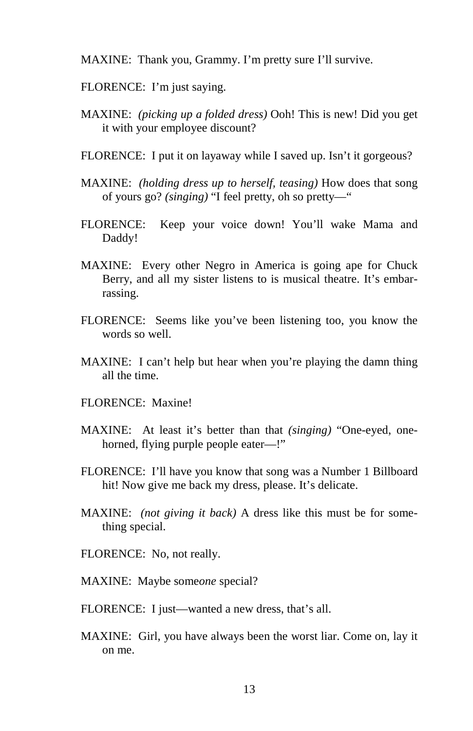MAXINE: Thank you, Grammy. I'm pretty sure I'll survive.

FLORENCE: I'm just saying.

MAXINE: *(picking up a folded dress)* Ooh! This is new! Did you get it with your employee discount?

FLORENCE: I put it on layaway while I saved up. Isn't it gorgeous?

MAXINE: *(holding dress up to herself, teasing)* How does that song of yours go? *(singing)* "I feel pretty, oh so pretty—"

FLORENCE: Keep your voice down! You'll wake Mama and Daddy!

MAXINE: Every other Negro in America is going ape for Chuck Berry, and all my sister listens to is musical theatre. It's embarrassing.

FLORENCE: Seems like you've been listening too, you know the words so well.

MAXINE: I can't help but hear when you're playing the damn thing all the time.

FLORENCE: Maxine!

MAXINE: At least it's better than that *(singing)* "One-eyed, one-horned, flying purple people eater—!"

FLORENCE: I'll have you know that song was a Number 1 Billboard hit! Now give me back my dress, please. It's delicate.

MAXINE: *(not giving it back)* A dress like this must be for something special.

FLORENCE: No, not really.

MAXINE: Maybe some*one* special?

FLORENCE: I just—wanted a new dress, that's all.

MAXINE: Girl, you have always been the worst liar. Come on, lay it on me.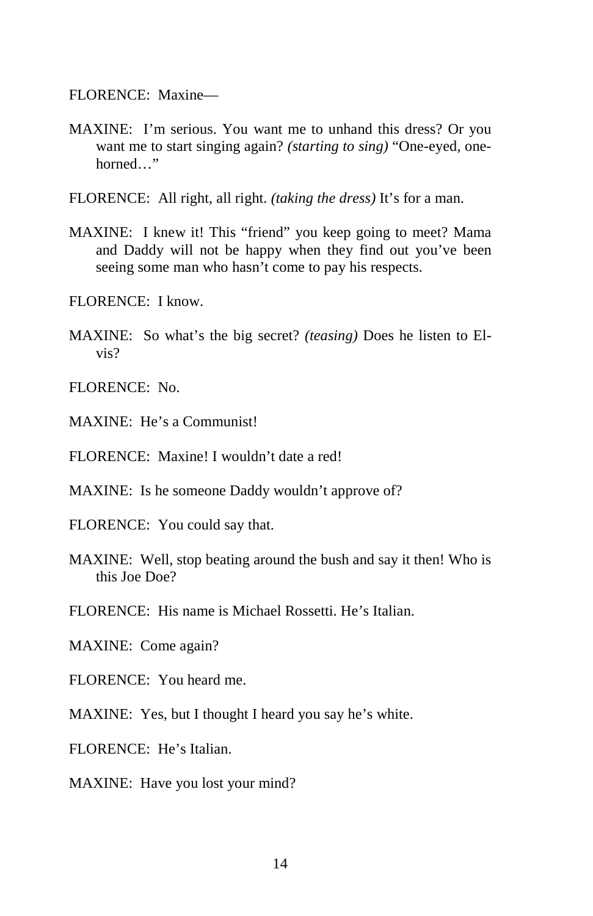FLORENCE: Maxine—

MAXINE: I'm serious. You want me to unhand this dress? Or you want me to start singing again? *(starting to sing)* "One-eyed, one-horned…"

FLORENCE: All right, all right. *(taking the dress)* It's for a man.

MAXINE: I knew it! This "friend" you keep going to meet? Mama and Daddy will not be happy when they find out you've been seeing some man who hasn't come to pay his respects.

FLORENCE: I know.

MAXINE: So what's the big secret? *(teasing)* Does he listen to Elvis?

FLORENCE: No.

MAXINE: He's a Communist!

FLORENCE: Maxine! I wouldn't date a red!

MAXINE: Is he someone Daddy wouldn't approve of?

FLORENCE: You could say that.

MAXINE: Well, stop beating around the bush and say it then! Who is this Joe Doe?

FLORENCE: His name is Michael Rossetti. He's Italian.

MAXINE: Come again?

FLORENCE: You heard me.

MAXINE: Yes, but I thought I heard you say he's white.

FLORENCE: He's Italian.

MAXINE: Have you lost your mind?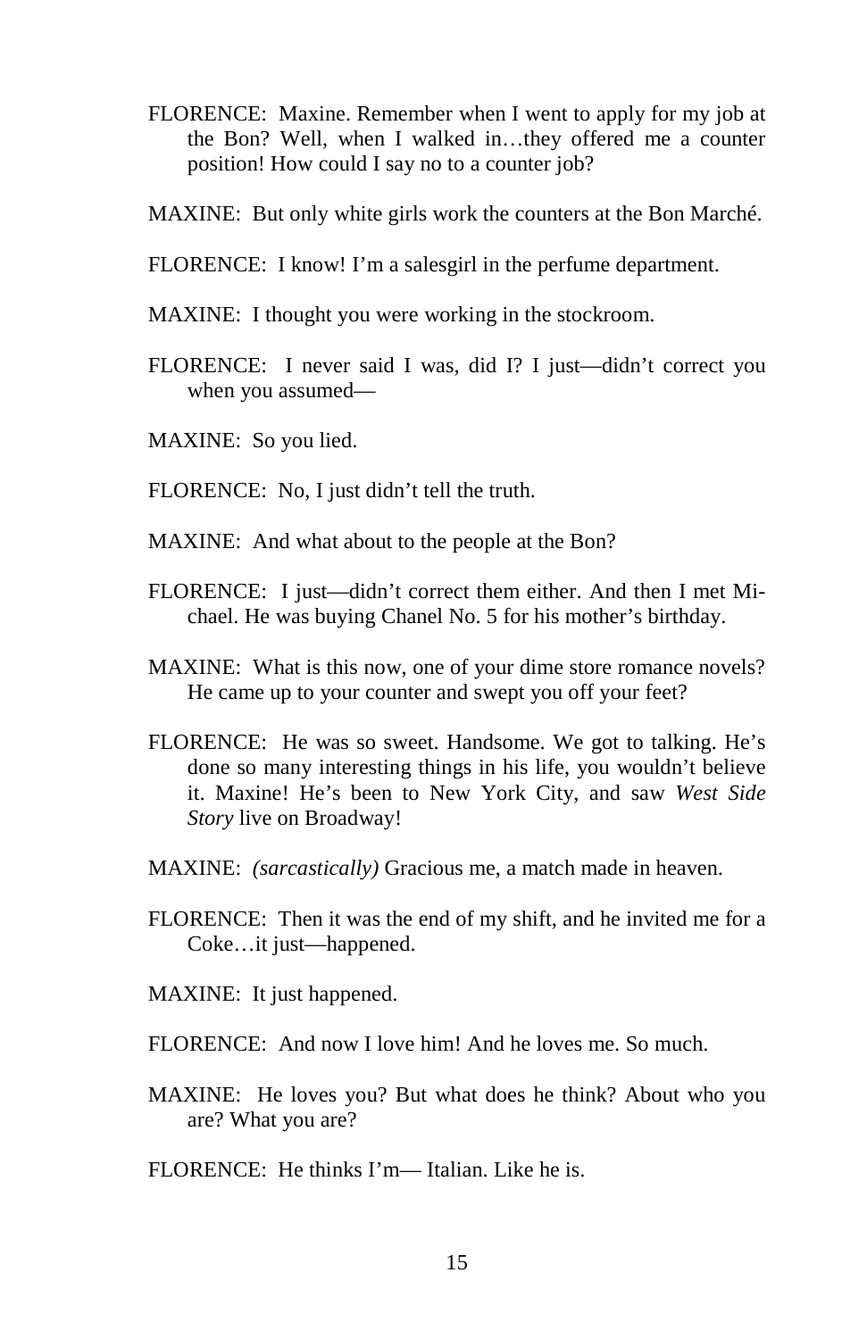FLORENCE: Maxine. Remember when I went to apply for my job at the Bon? Well, when I walked in…they offered me a counter position! How could I say no to a counter job?

MAXINE: But only white girls work the counters at the Bon Marché.

FLORENCE: I know! I'm a salesgirl in the perfume department.

MAXINE: I thought you were working in the stockroom.

FLORENCE: I never said I was, did I? I just—didn't correct you when you assumed—

MAXINE: So you lied.

FLORENCE: No, I just didn't tell the truth.

MAXINE: And what about to the people at the Bon?

FLORENCE: I just—didn't correct them either. And then I met Michael. He was buying Chanel No. 5 for his mother's birthday.

MAXINE: What is this now, one of your dime store romance novels? He came up to your counter and swept you off your feet?

FLORENCE: He was so sweet. Handsome. We got to talking. He's done so many interesting things in his life, you wouldn't believe it. Maxine! He's been to New York City, and saw *West Side Story* live on Broadway!

MAXINE: *(sarcastically)* Gracious me, a match made in heaven.

FLORENCE: Then it was the end of my shift, and he invited me for a Coke…it just—happened.

MAXINE: It just happened.

FLORENCE: And now I love him! And he loves me. So much.

MAXINE: He loves you? But what does he think? About who you are? What you are?

FLORENCE: He thinks I'm— Italian. Like he is.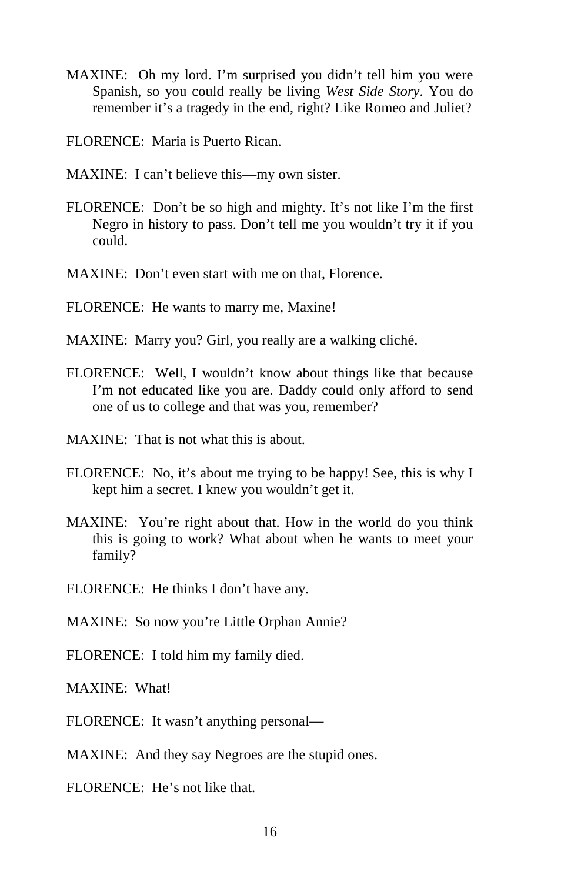MAXINE: Oh my lord. I'm surprised you didn't tell him you were Spanish, so you could really be living *West Side Story*. You do remember it's a tragedy in the end, right? Like Romeo and Juliet?

FLORENCE: Maria is Puerto Rican.

MAXINE: I can't believe this—my own sister.

FLORENCE: Don't be so high and mighty. It's not like I'm the first Negro in history to pass. Don't tell me you wouldn't try it if you could.

MAXINE: Don't even start with me on that, Florence.

FLORENCE: He wants to marry me, Maxine!

MAXINE: Marry you? Girl, you really are a walking cliché.

FLORENCE: Well, I wouldn't know about things like that because I'm not educated like you are. Daddy could only afford to send one of us to college and that was you, remember?

MAXINE: That is not what this is about.

FLORENCE: No, it's about me trying to be happy! See, this is why I kept him a secret. I knew you wouldn't get it.

MAXINE: You're right about that. How in the world do you think this is going to work? What about when he wants to meet your family?

FLORENCE: He thinks I don't have any.

MAXINE: So now you're Little Orphan Annie?

FLORENCE: I told him my family died.

MAXINE: What!

FLORENCE: It wasn't anything personal—

MAXINE: And they say Negroes are the stupid ones.

FLORENCE: He's not like that.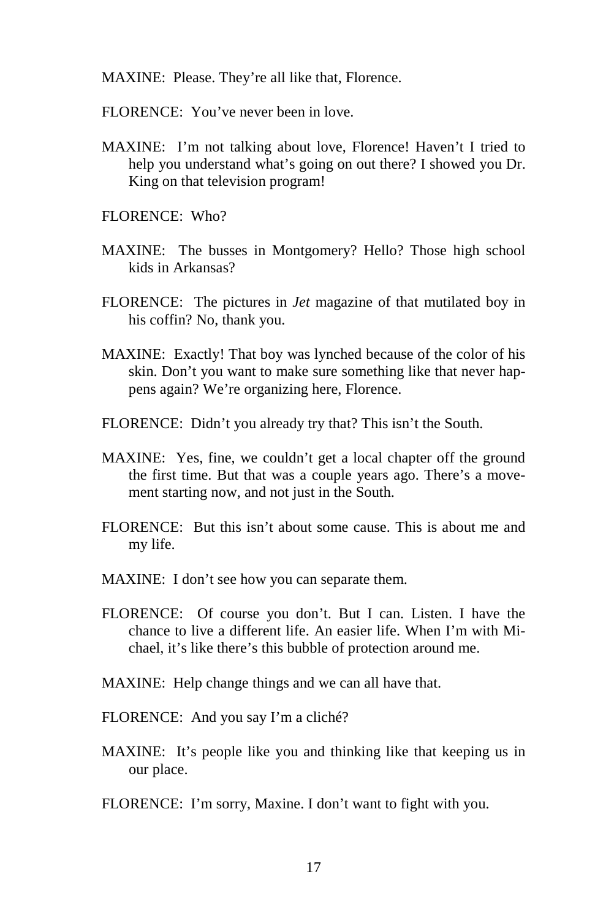MAXINE: Please. They're all like that, Florence.

FLORENCE: You've never been in love.

MAXINE: I'm not talking about love, Florence! Haven't I tried to help you understand what's going on out there? I showed you Dr. King on that television program!

FLORENCE: Who?

MAXINE: The busses in Montgomery? Hello? Those high school kids in Arkansas?

FLORENCE: The pictures in *Jet* magazine of that mutilated boy in his coffin? No, thank you.

MAXINE: Exactly! That boy was lynched because of the color of his skin. Don't you want to make sure something like that never happens again? We're organizing here, Florence.

FLORENCE: Didn't you already try that? This isn't the South.

MAXINE: Yes, fine, we couldn't get a local chapter off the ground the first time. But that was a couple years ago. There's a movement starting now, and not just in the South.

FLORENCE: But this isn't about some cause. This is about me and my life.

MAXINE: I don't see how you can separate them.

FLORENCE: Of course you don't. But I can. Listen. I have the chance to live a different life. An easier life. When I'm with Michael, it's like there's this bubble of protection around me.

MAXINE: Help change things and we can all have that.

FLORENCE: And you say I'm a cliché?

MAXINE: It's people like you and thinking like that keeping us in our place.

FLORENCE: I'm sorry, Maxine. I don't want to fight with you.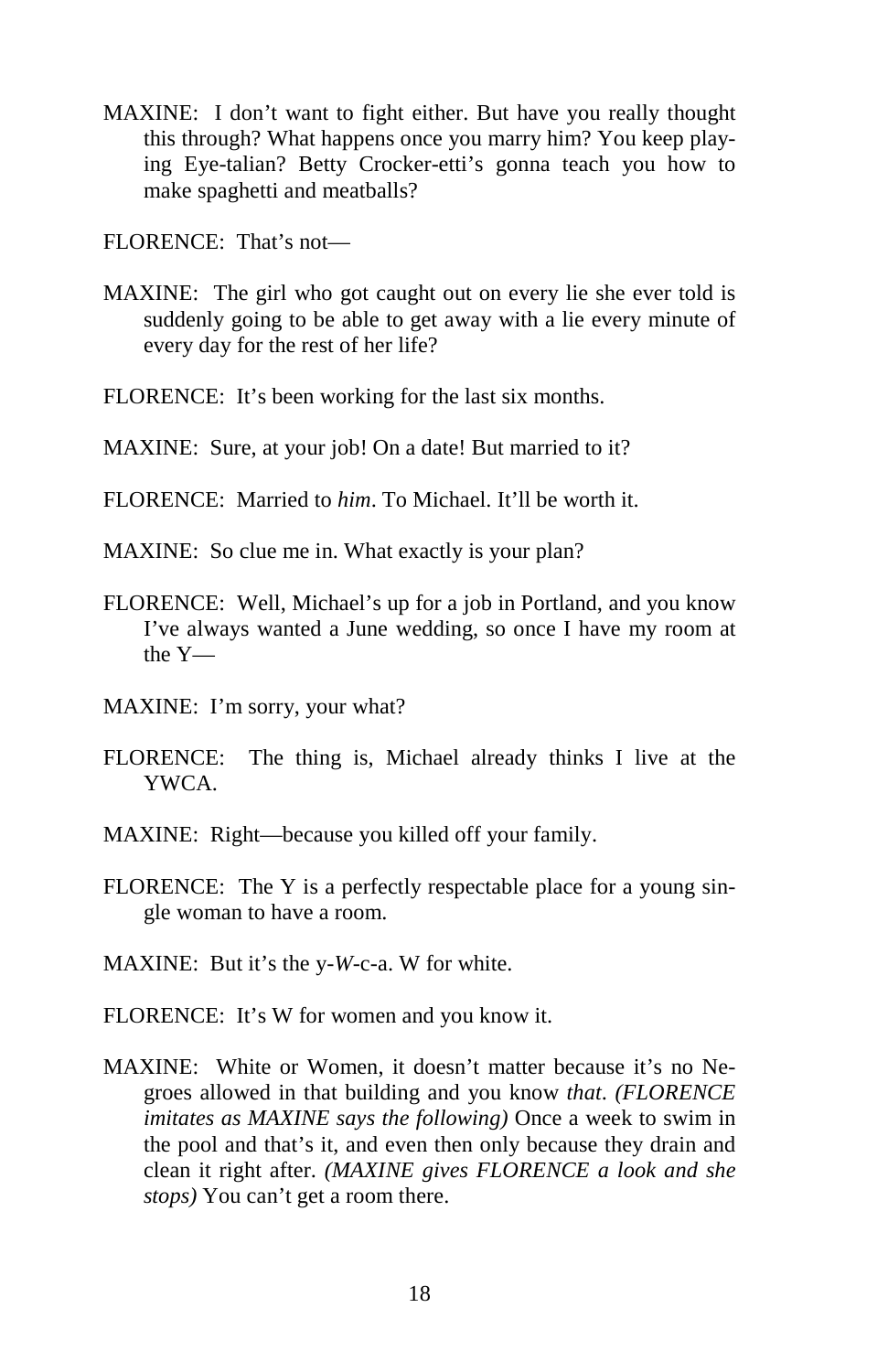MAXINE: I don't want to fight either. But have you really thought this through? What happens once you marry him? You keep playing Eye-talian? Betty Crocker-etti's gonna teach you how to make spaghetti and meatballs?

FLORENCE: That's not—

MAXINE: The girl who got caught out on every lie she ever told is suddenly going to be able to get away with a lie every minute of every day for the rest of her life?

FLORENCE: It's been working for the last six months.

MAXINE: Sure, at your job! On a date! But married to it?

FLORENCE: Married to *him*. To Michael. It'll be worth it.

MAXINE: So clue me in. What exactly is your plan?

FLORENCE: Well, Michael's up for a job in Portland, and you know I've always wanted a June wedding, so once I have my room at the Y—

MAXINE: I'm sorry, your what?

FLORENCE: The thing is, Michael already thinks I live at the YWCA.

MAXINE: Right—because you killed off your family.

FLORENCE: The Y is a perfectly respectable place for a young single woman to have a room.

MAXINE: But it's the y-*W*-c-a. W for white.

FLORENCE: It's W for women and you know it.

MAXINE: White or Women, it doesn't matter because it's no Negroes allowed in that building and you know *that*. *(FLORENCE imitates as MAXINE says the following)* Once a week to swim in the pool and that's it, and even then only because they drain and clean it right after. *(MAXINE gives FLORENCE a look and she stops)* You can't get a room there.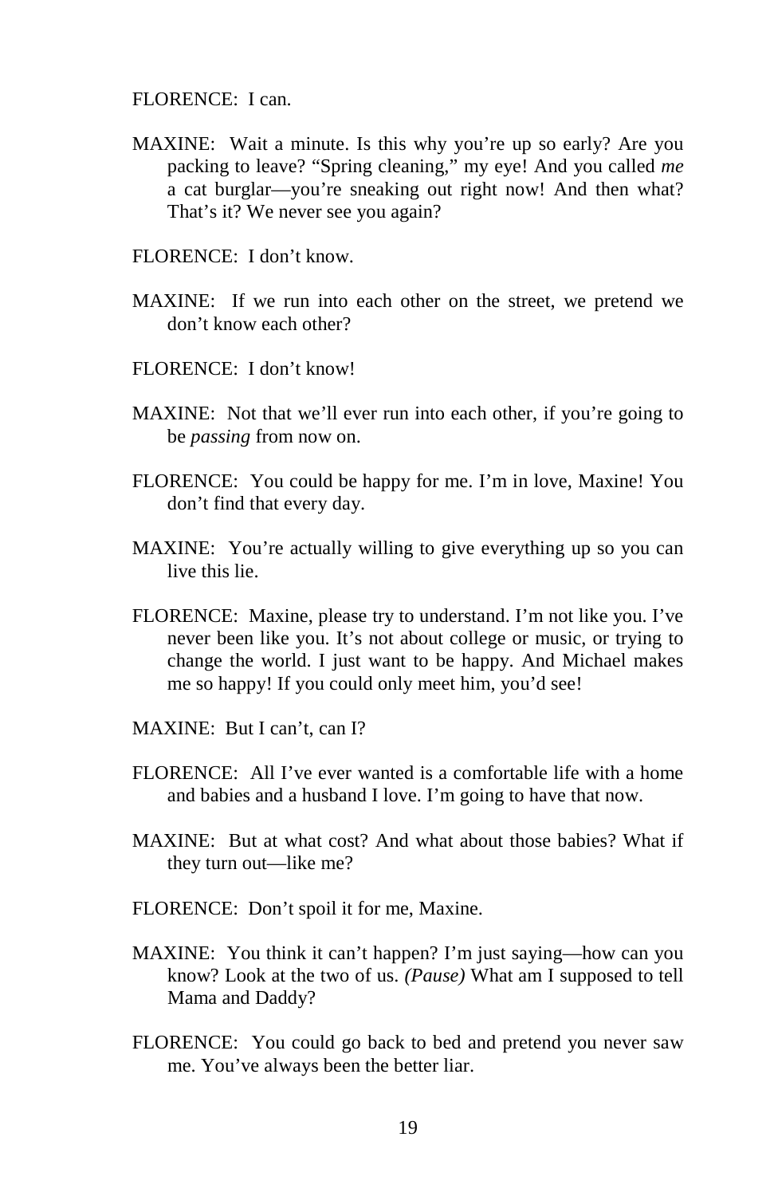FLORENCE: I can.

MAXINE: Wait a minute. Is this why you're up so early? Are you packing to leave? "Spring cleaning," my eye! And you called *me* a cat burglar—you're sneaking out right now! And then what? That's it? We never see you again?

FLORENCE: I don't know.

MAXINE: If we run into each other on the street, we pretend we don't know each other?

FLORENCE: I don't know!

MAXINE: Not that we'll ever run into each other, if you're going to be *passing* from now on.

FLORENCE: You could be happy for me. I'm in love, Maxine! You don't find that every day.

MAXINE: You're actually willing to give everything up so you can live this lie.

FLORENCE: Maxine, please try to understand. I'm not like you. I've never been like you. It's not about college or music, or trying to change the world. I just want to be happy. And Michael makes me so happy! If you could only meet him, you'd see!

MAXINE: But I can't, can I?

FLORENCE: All I've ever wanted is a comfortable life with a home and babies and a husband I love. I'm going to have that now.

MAXINE: But at what cost? And what about those babies? What if they turn out—like me?

FLORENCE: Don't spoil it for me, Maxine.

MAXINE: You think it can't happen? I'm just saying—how can you know? Look at the two of us. *(Pause)* What am I supposed to tell Mama and Daddy?

FLORENCE: You could go back to bed and pretend you never saw me. You've always been the better liar.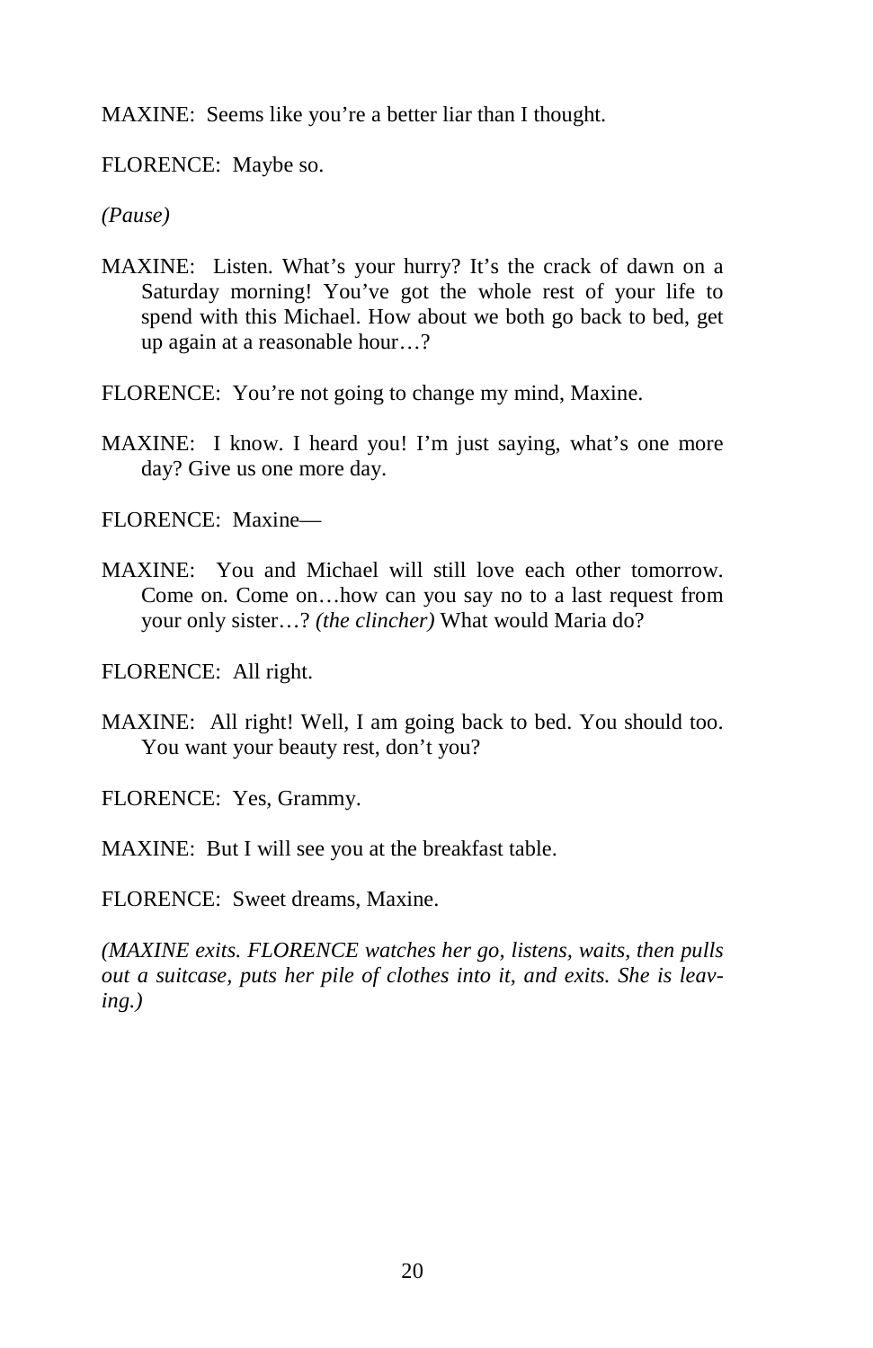MAXINE: Seems like you're a better liar than I thought.

FLORENCE: Maybe so.

*(Pause)*

MAXINE: Listen. What's your hurry? It's the crack of dawn on a Saturday morning! You've got the whole rest of your life to spend with this Michael. How about we both go back to bed, get up again at a reasonable hour…?

FLORENCE: You're not going to change my mind, Maxine.

MAXINE: I know. I heard you! I'm just saying, what's one more day? Give us one more day.

FLORENCE: Maxine—

MAXINE: You and Michael will still love each other tomorrow. Come on. Come on…how can you say no to a last request from your only sister…? *(the clincher)* What would Maria do?

FLORENCE: All right.

MAXINE: All right! Well, I am going back to bed. You should too. You want your beauty rest, don't you?

FLORENCE: Yes, Grammy.

MAXINE: But I will see you at the breakfast table.

FLORENCE: Sweet dreams, Maxine.

*(MAXINE exits. FLORENCE watches her go, listens, waits, then pulls out a suitcase, puts her pile of clothes into it, and exits. She is leaving.)*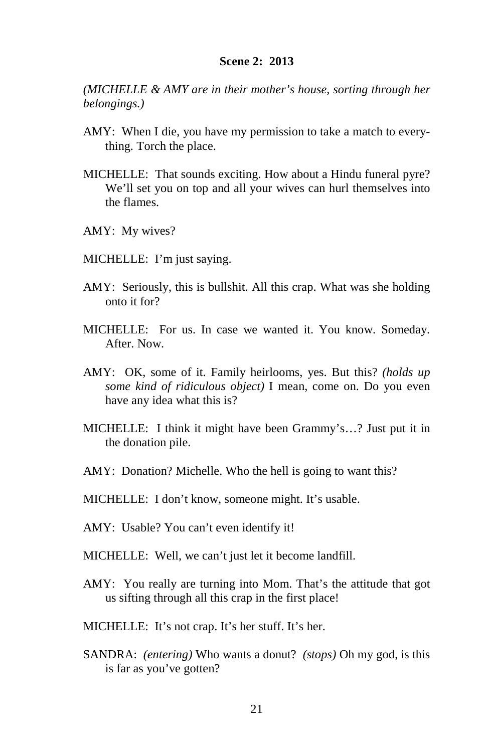**Scene 2: 2013**

*(MICHELLE & AMY are in their mother's house, sorting through her belongings.)*

AMY: When I die, you have my permission to take a match to everything. Torch the place.

MICHELLE: That sounds exciting. How about a Hindu funeral pyre? We'll set you on top and all your wives can hurl themselves into the flames.

AMY: My wives?

MICHELLE: I'm just saying.

AMY: Seriously, this is bullshit. All this crap. What was she holding onto it for?

MICHELLE: For us. In case we wanted it. You know. Someday. After. Now.

AMY: OK, some of it. Family heirlooms, yes. But this? *(holds up some kind of ridiculous object)* I mean, come on. Do you even have any idea what this is?

MICHELLE: I think it might have been Grammy's…? Just put it in the donation pile.

AMY: Donation? Michelle. Who the hell is going to want this?

MICHELLE: I don't know, someone might. It's usable.

AMY: Usable? You can't even identify it!

MICHELLE: Well, we can't just let it become landfill.

AMY: You really are turning into Mom. That's the attitude that got us sifting through all this crap in the first place!

MICHELLE: It's not crap. It's her stuff. It's her.

SANDRA: *(entering)* Who wants a donut? *(stops)* Oh my god, is this is far as you've gotten?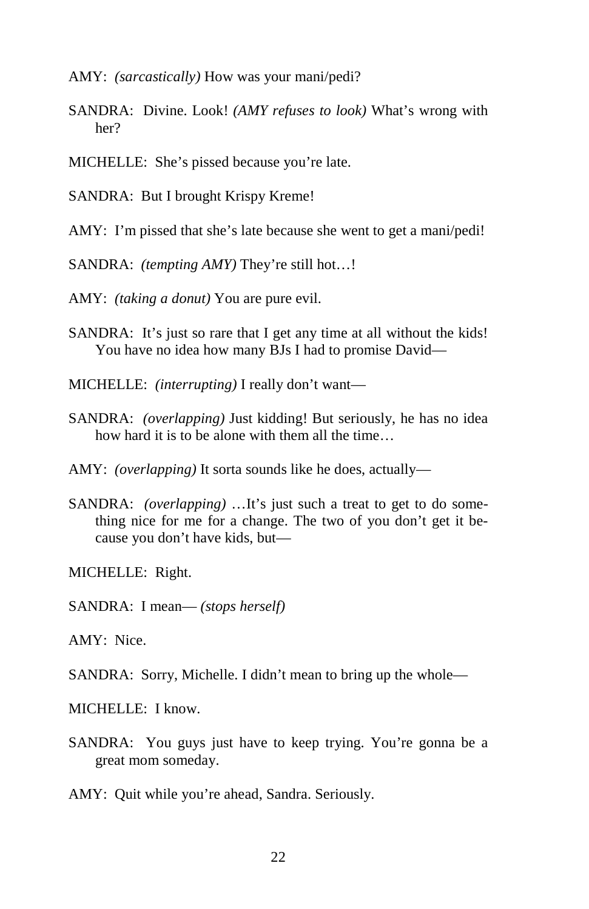AMY: *(sarcastically)* How was your mani/pedi?

SANDRA: Divine. Look! *(AMY refuses to look)* What's wrong with her?

MICHELLE: She's pissed because you're late.

SANDRA: But I brought Krispy Kreme!

AMY: I'm pissed that she's late because she went to get a mani/pedi!

SANDRA: *(tempting AMY)* They're still hot…!

AMY: *(taking a donut)* You are pure evil.

SANDRA: It's just so rare that I get any time at all without the kids! You have no idea how many BJs I had to promise David—

MICHELLE: *(interrupting)* I really don't want—

SANDRA: *(overlapping)* Just kidding! But seriously, he has no idea how hard it is to be alone with them all the time…

AMY: *(overlapping)* It sorta sounds like he does, actually—

SANDRA: *(overlapping)* …It's just such a treat to get to do something nice for me for a change. The two of you don't get it because you don't have kids, but—

MICHELLE: Right.

SANDRA: I mean— *(stops herself)*

AMY: Nice.

SANDRA: Sorry, Michelle. I didn't mean to bring up the whole—

MICHELLE: I know.

SANDRA: You guys just have to keep trying. You're gonna be a great mom someday.

AMY: Quit while you're ahead, Sandra. Seriously.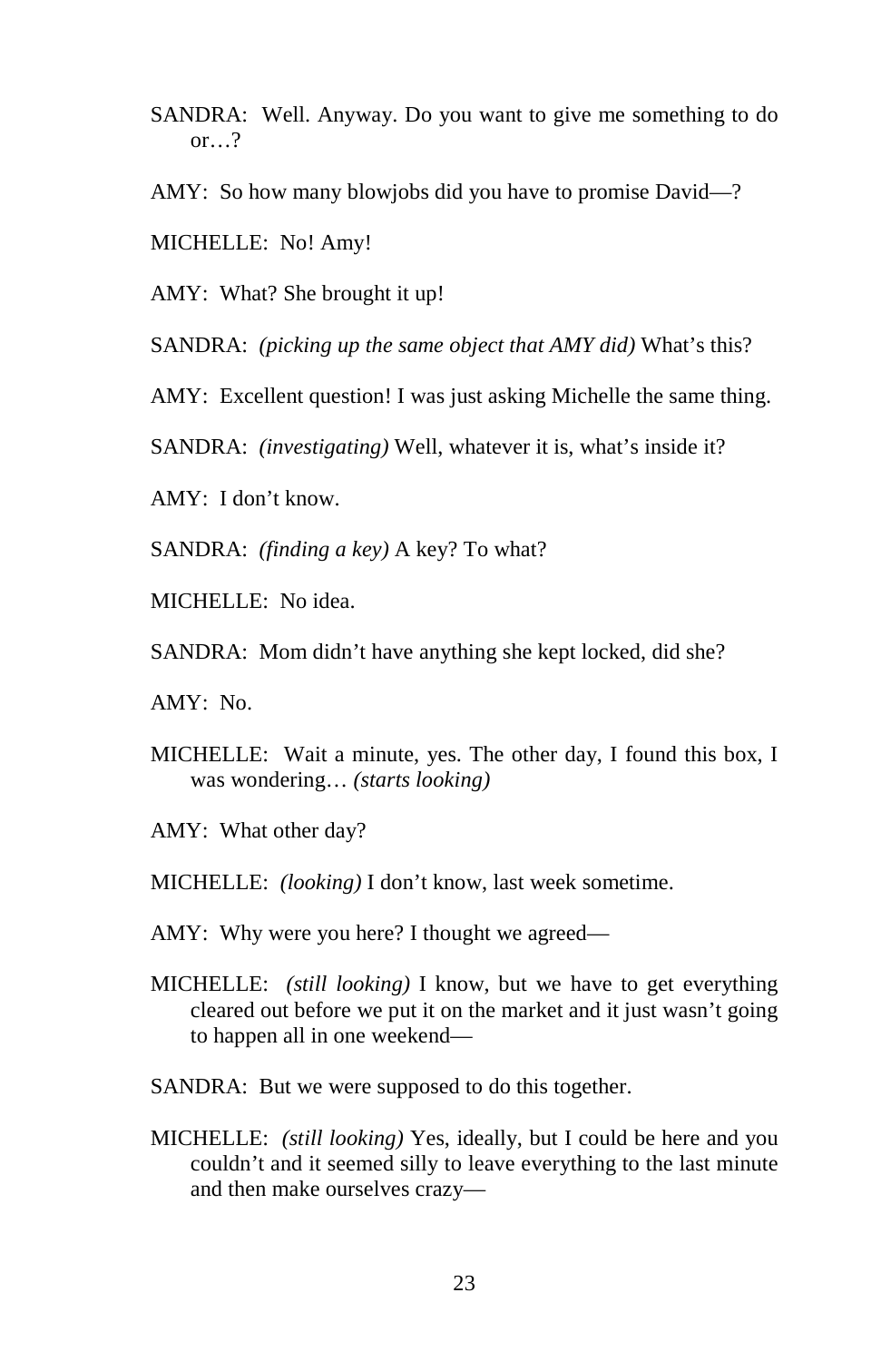SANDRA: Well. Anyway. Do you want to give me something to do or…?

AMY: So how many blowjobs did you have to promise David—?

MICHELLE: No! Amy!

AMY: What? She brought it up!

SANDRA: *(picking up the same object that AMY did)* What's this?

AMY: Excellent question! I was just asking Michelle the same thing.

SANDRA: *(investigating)* Well, whatever it is, what's inside it?

AMY: I don't know.

SANDRA: *(finding a key)* A key? To what?

MICHELLE: No idea.

SANDRA: Mom didn't have anything she kept locked, did she?

AMY: No.

MICHELLE: Wait a minute, yes. The other day, I found this box, I was wondering… *(starts looking)*

AMY: What other day?

MICHELLE: *(looking)* I don't know, last week sometime.

AMY: Why were you here? I thought we agreed—

MICHELLE: *(still looking)* I know, but we have to get everything cleared out before we put it on the market and it just wasn't going to happen all in one weekend—

SANDRA: But we were supposed to do this together.

MICHELLE: *(still looking)* Yes, ideally, but I could be here and you couldn't and it seemed silly to leave everything to the last minute and then make ourselves crazy—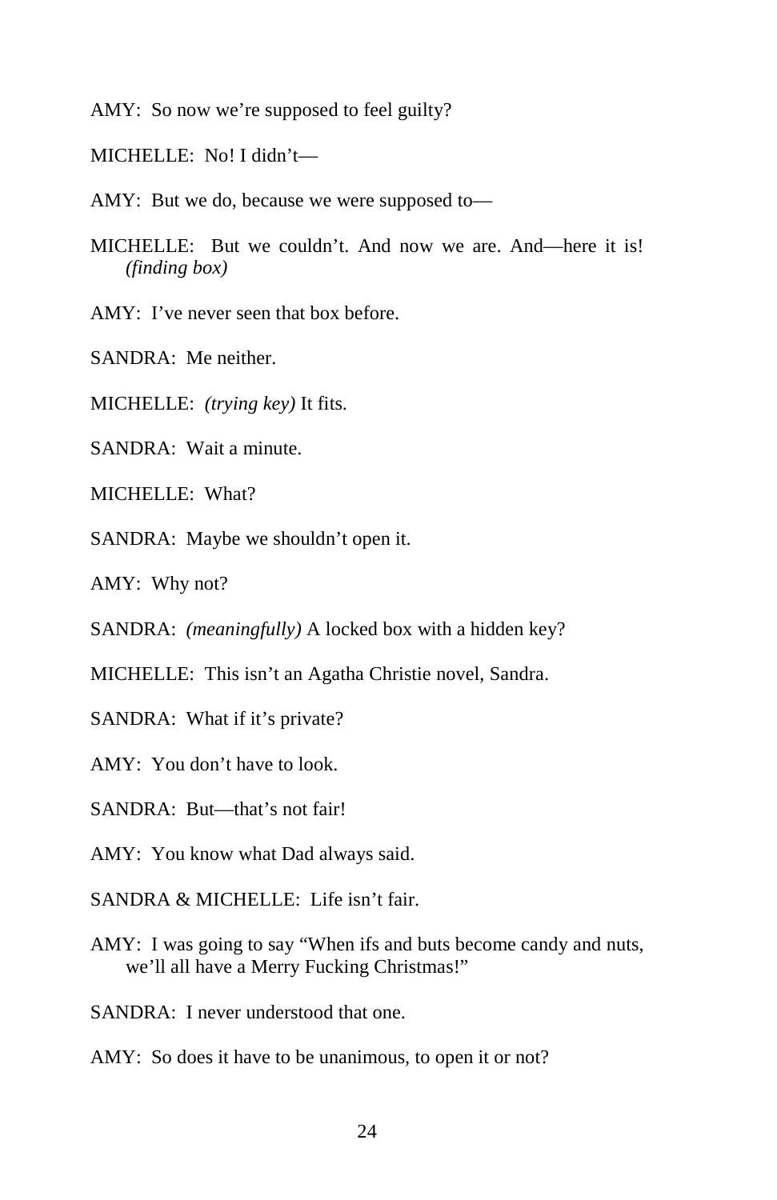AMY: So now we're supposed to feel guilty?

MICHELLE: No! I didn't—

AMY: But we do, because we were supposed to—

MICHELLE: But we couldn't. And now we are. And—here it is! *(finding box)*

AMY: I've never seen that box before.

SANDRA: Me neither.

MICHELLE: *(trying key)* It fits.

SANDRA: Wait a minute.

MICHELLE: What?

SANDRA: Maybe we shouldn't open it.

AMY: Why not?

SANDRA: *(meaningfully)* A locked box with a hidden key?

MICHELLE: This isn't an Agatha Christie novel, Sandra.

SANDRA: What if it's private?

AMY: You don't have to look.

SANDRA: But—that's not fair!

AMY: You know what Dad always said.

SANDRA & MICHELLE: Life isn't fair.

AMY: I was going to say "When ifs and buts become candy and nuts, we'll all have a Merry Fucking Christmas!"

SANDRA: I never understood that one.

AMY: So does it have to be unanimous, to open it or not?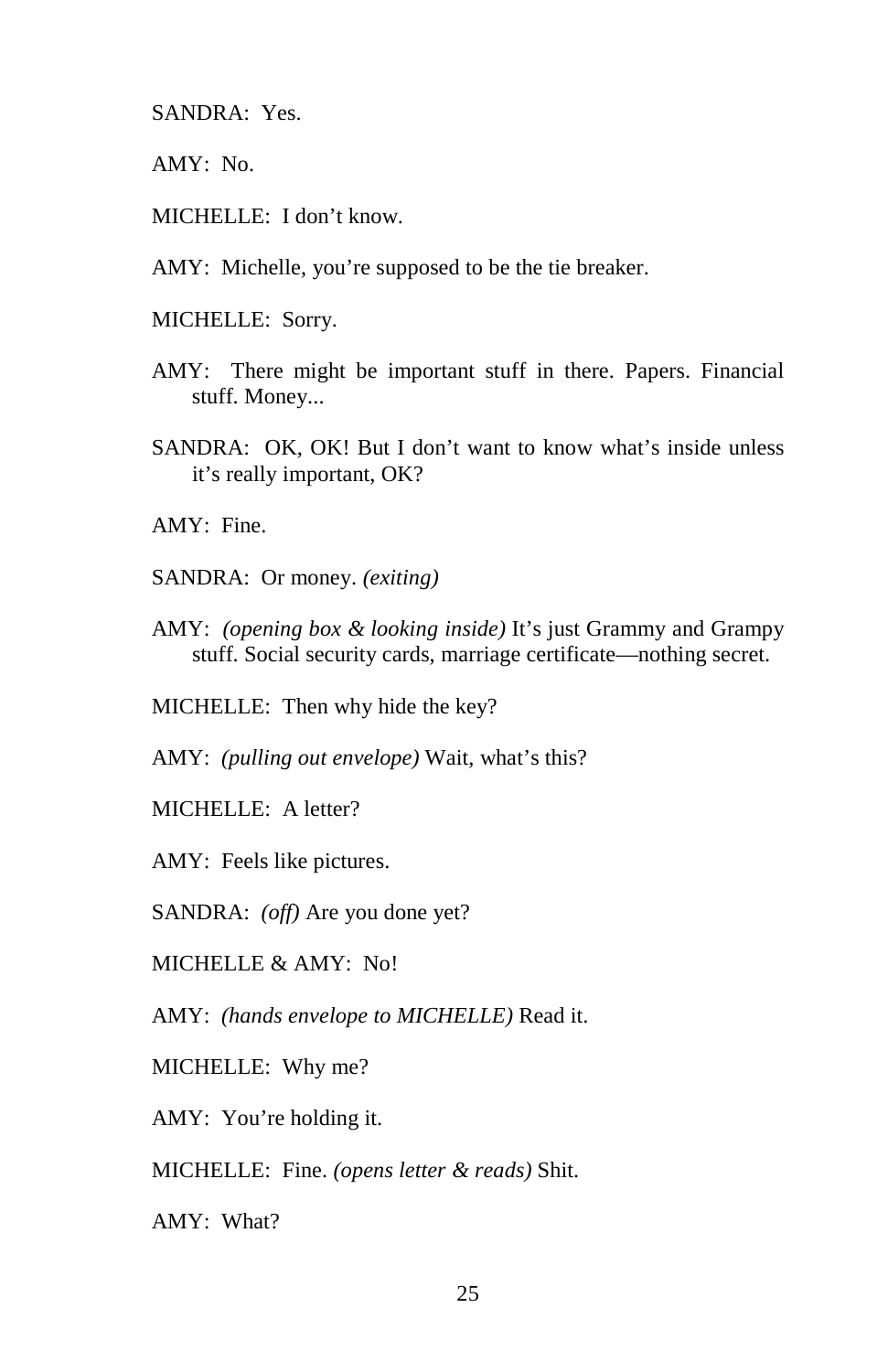SANDRA: Yes.

AMY: No.

MICHELLE: I don't know.

AMY: Michelle, you're supposed to be the tie breaker.

MICHELLE: Sorry.

AMY: There might be important stuff in there. Papers. Financial stuff. Money...

SANDRA: OK, OK! But I don't want to know what's inside unless it's really important, OK?

AMY: Fine.

SANDRA: Or money. *(exiting)*

AMY: *(opening box & looking inside)* It's just Grammy and Grampy stuff. Social security cards, marriage certificate—nothing secret.

MICHELLE: Then why hide the key?

AMY: *(pulling out envelope)* Wait, what's this?

MICHELLE: A letter?

AMY: Feels like pictures.

SANDRA: *(off)* Are you done yet?

MICHELLE & AMY: No!

AMY: *(hands envelope to MICHELLE)* Read it.

MICHELLE: Why me?

AMY: You're holding it.

MICHELLE: Fine. *(opens letter & reads)* Shit.

AMY: What?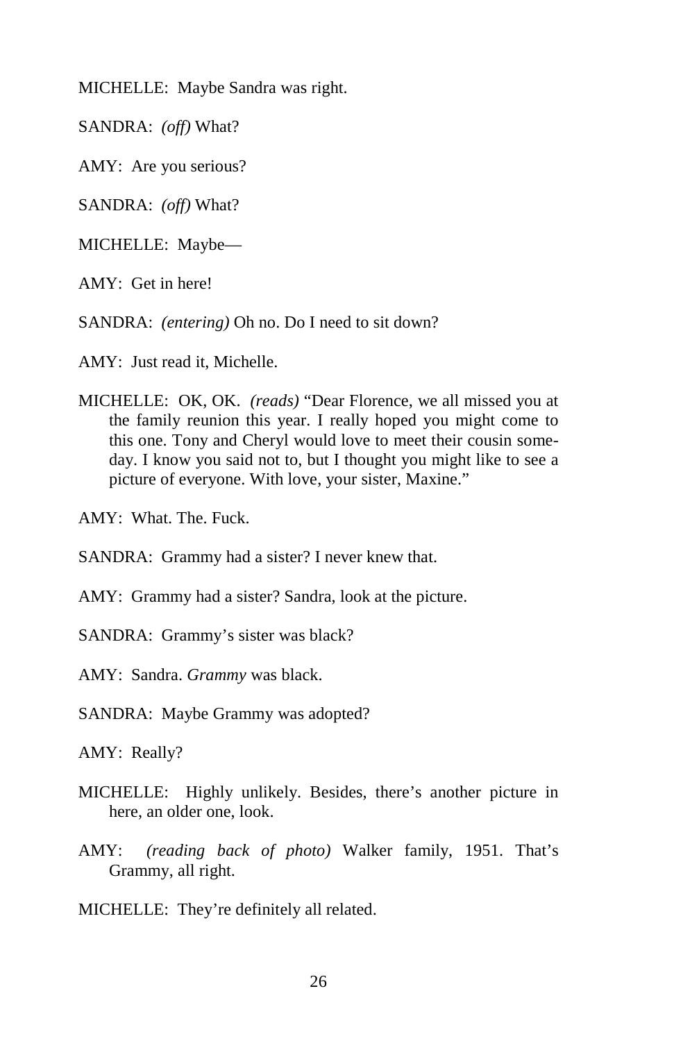MICHELLE: Maybe Sandra was right.

SANDRA: *(off)* What?

AMY: Are you serious?

SANDRA: *(off)* What?

MICHELLE: Maybe—

AMY: Get in here!

SANDRA: *(entering)* Oh no. Do I need to sit down?

AMY: Just read it, Michelle.

MICHELLE: OK, OK. *(reads)* "Dear Florence, we all missed you at the family reunion this year. I really hoped you might come to this one. Tony and Cheryl would love to meet their cousin someday. I know you said not to, but I thought you might like to see a picture of everyone. With love, your sister, Maxine."

AMY: What. The. Fuck.

SANDRA: Grammy had a sister? I never knew that.

AMY: Grammy had a sister? Sandra, look at the picture.

SANDRA: Grammy's sister was black?

AMY: Sandra. *Grammy* was black.

SANDRA: Maybe Grammy was adopted?

AMY: Really?

MICHELLE: Highly unlikely. Besides, there's another picture in here, an older one, look.

AMY: *(reading back of photo)* Walker family, 1951. That's Grammy, all right.

MICHELLE: They're definitely all related.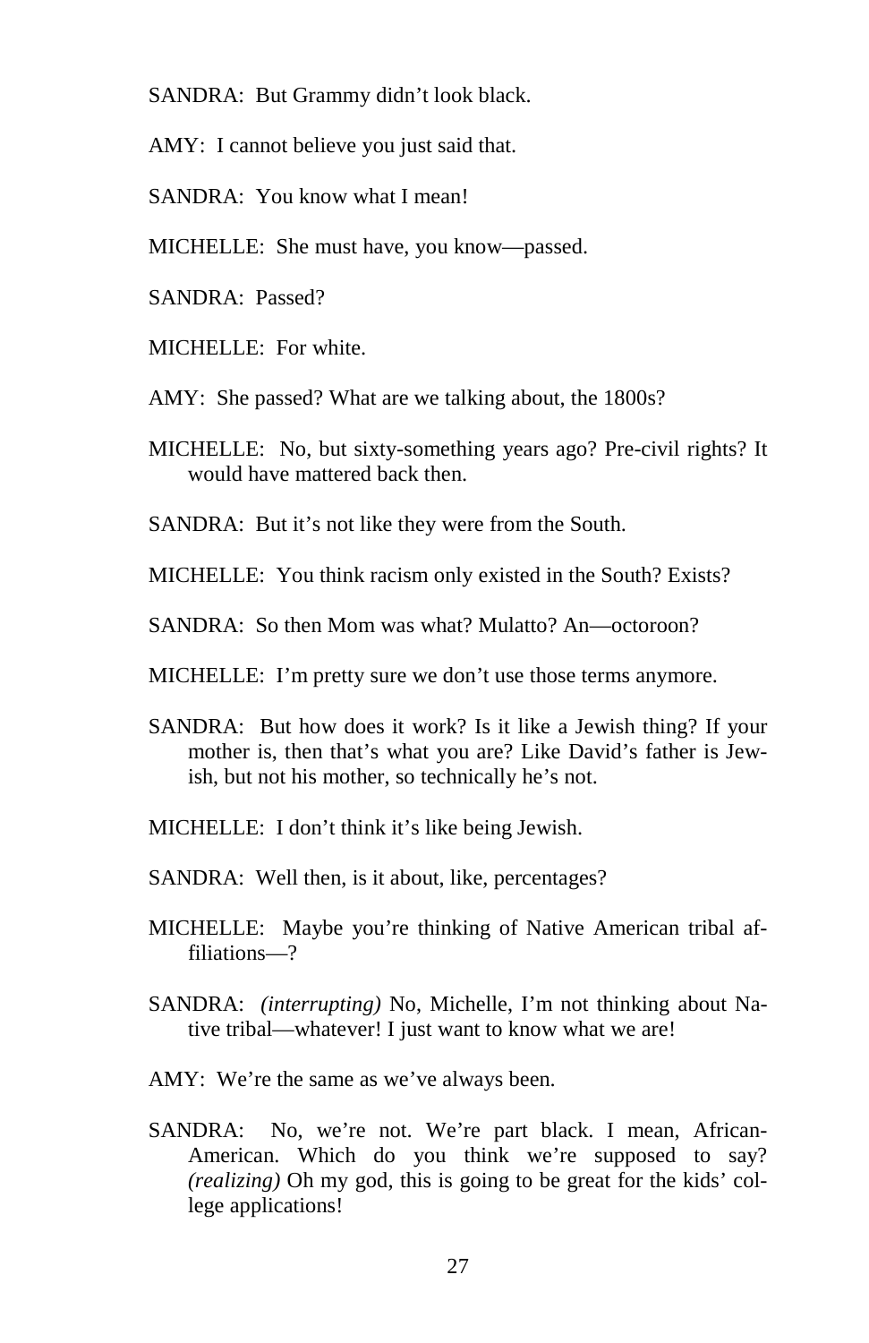SANDRA: But Grammy didn't look black.

AMY: I cannot believe you just said that.

SANDRA: You know what I mean!

MICHELLE: She must have, you know—passed.

SANDRA: Passed?

MICHELLE: For white.

AMY: She passed? What are we talking about, the 1800s?

MICHELLE: No, but sixty-something years ago? Pre-civil rights? It would have mattered back then.

SANDRA: But it's not like they were from the South.

MICHELLE: You think racism only existed in the South? Exists?

SANDRA: So then Mom was what? Mulatto? An—octoroon?

MICHELLE: I'm pretty sure we don't use those terms anymore.

SANDRA: But how does it work? Is it like a Jewish thing? If your mother is, then that's what you are? Like David's father is Jewish, but not his mother, so technically he's not.

MICHELLE: I don't think it's like being Jewish.

SANDRA: Well then, is it about, like, percentages?

MICHELLE: Maybe you're thinking of Native American tribal affiliations—?

SANDRA: *(interrupting)* No, Michelle, I'm not thinking about Native tribal—whatever! I just want to know what we are!

AMY: We're the same as we've always been.

SANDRA: No, we're not. We're part black. I mean, African-American. Which do you think we're supposed to say? *(realizing)* Oh my god, this is going to be great for the kids' college applications!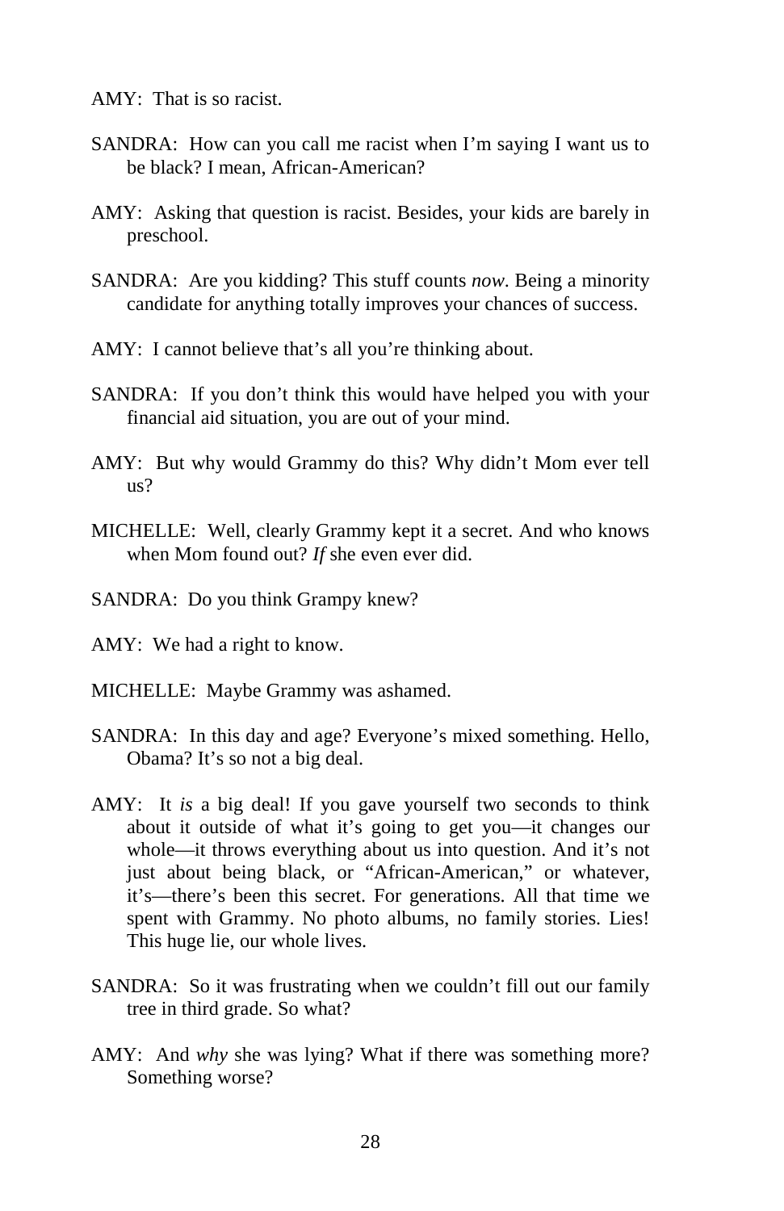AMY: That is so racist.

SANDRA: How can you call me racist when I'm saying I want us to be black? I mean, African-American?

AMY: Asking that question is racist. Besides, your kids are barely in preschool.

SANDRA: Are you kidding? This stuff counts *now*. Being a minority candidate for anything totally improves your chances of success.

AMY: I cannot believe that's all you're thinking about.

SANDRA: If you don't think this would have helped you with your financial aid situation, you are out of your mind.

AMY: But why would Grammy do this? Why didn't Mom ever tell us?

MICHELLE: Well, clearly Grammy kept it a secret. And who knows when Mom found out? *If* she even ever did.

SANDRA: Do you think Grampy knew?

AMY: We had a right to know.

MICHELLE: Maybe Grammy was ashamed.

SANDRA: In this day and age? Everyone's mixed something. Hello, Obama? It's so not a big deal.

AMY: It *is* a big deal! If you gave yourself two seconds to think about it outside of what it's going to get you—it changes our whole—it throws everything about us into question. And it's not just about being black, or "African-American," or whatever, it's—there's been this secret. For generations. All that time we spent with Grammy. No photo albums, no family stories. Lies! This huge lie, our whole lives.

SANDRA: So it was frustrating when we couldn't fill out our family tree in third grade. So what?

AMY: And *why* she was lying? What if there was something more? Something worse?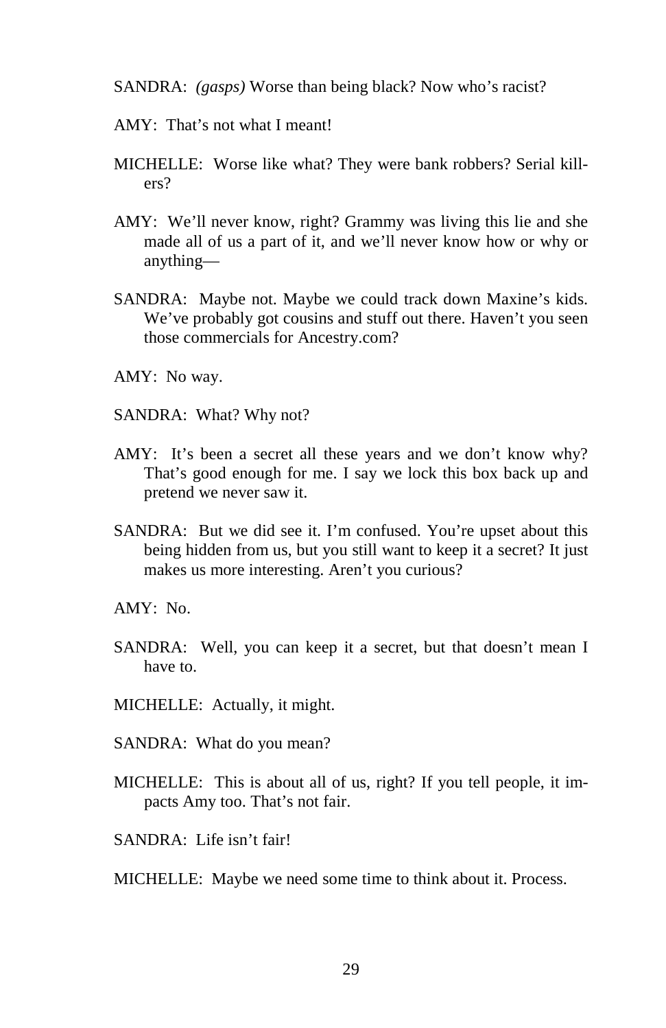SANDRA: *(gasps)* Worse than being black? Now who's racist?

AMY: That's not what I meant!

MICHELLE: Worse like what? They were bank robbers? Serial killers?

AMY: We'll never know, right? Grammy was living this lie and she made all of us a part of it, and we'll never know how or why or anything—

SANDRA: Maybe not. Maybe we could track down Maxine's kids. We've probably got cousins and stuff out there. Haven't you seen those commercials for Ancestry.com?

AMY: No way.

SANDRA: What? Why not?

AMY: It's been a secret all these years and we don't know why? That's good enough for me. I say we lock this box back up and pretend we never saw it.

SANDRA: But we did see it. I'm confused. You're upset about this being hidden from us, but you still want to keep it a secret? It just makes us more interesting. Aren't you curious?

AMY: No.

SANDRA: Well, you can keep it a secret, but that doesn't mean I have to.

MICHELLE: Actually, it might.

SANDRA: What do you mean?

MICHELLE: This is about all of us, right? If you tell people, it impacts Amy too. That's not fair.

SANDRA: Life isn't fair!

MICHELLE: Maybe we need some time to think about it. Process.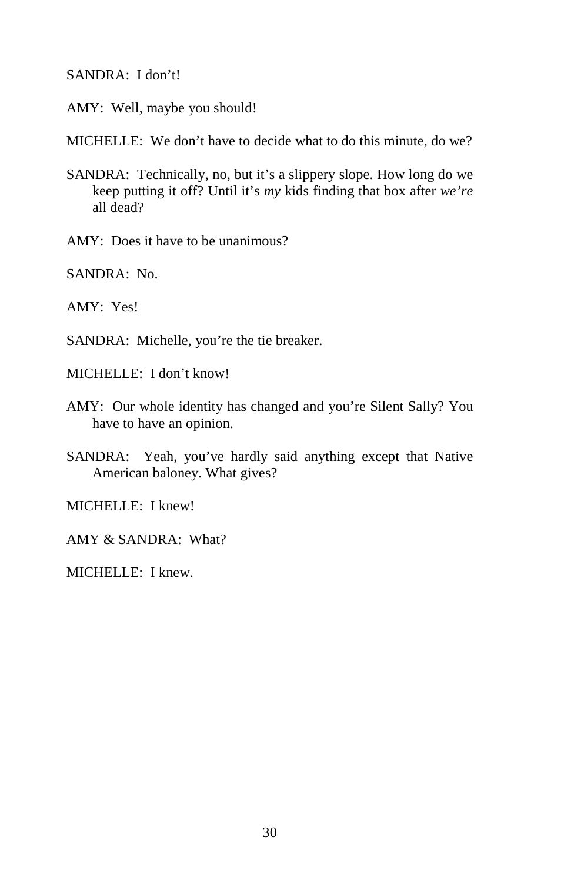SANDRA: I don't!

AMY: Well, maybe you should!

MICHELLE: We don't have to decide what to do this minute, do we?

SANDRA: Technically, no, but it's a slippery slope. How long do we keep putting it off? Until it's *my* kids finding that box after *we're* all dead?

AMY: Does it have to be unanimous?

SANDRA: No.

AMY: Yes!

SANDRA: Michelle, you're the tie breaker.

MICHELLE: I don't know!

AMY: Our whole identity has changed and you're Silent Sally? You have to have an opinion.

SANDRA: Yeah, you've hardly said anything except that Native American baloney. What gives?

MICHELLE: I knew!

AMY & SANDRA: What?

MICHELLE: I knew.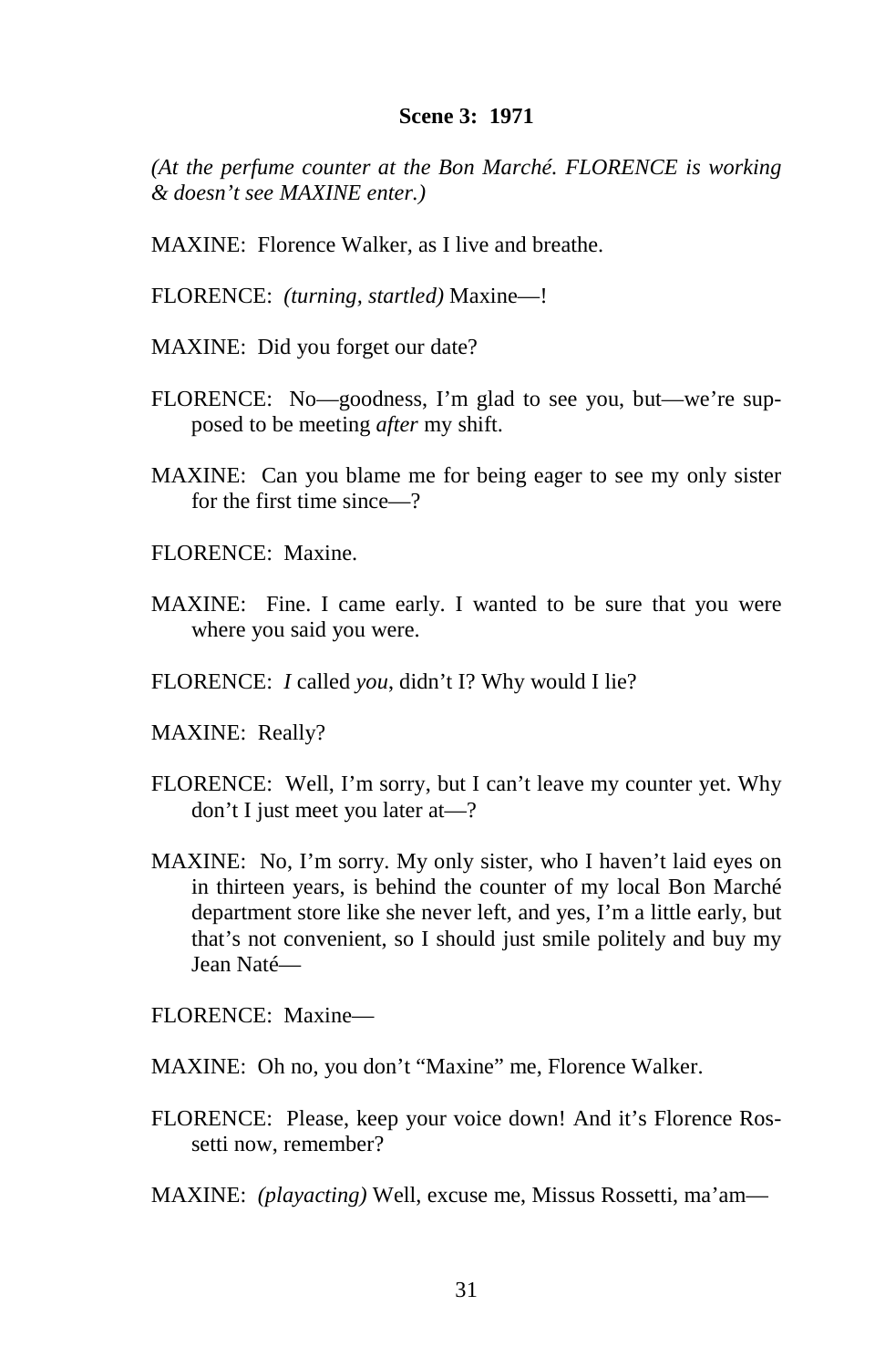**Scene 3: 1971**

*(At the perfume counter at the Bon Marché. FLORENCE is working & doesn't see MAXINE enter.)*

MAXINE: Florence Walker, as I live and breathe.

FLORENCE: *(turning, startled)* Maxine—!

MAXINE: Did you forget our date?

FLORENCE: No—goodness, I'm glad to see you, but—we're supposed to be meeting *after* my shift.

MAXINE: Can you blame me for being eager to see my only sister for the first time since—?

FLORENCE: Maxine.

MAXINE: Fine. I came early. I wanted to be sure that you were where you said you were.

FLORENCE: *I* called *you*, didn't I? Why would I lie?

MAXINE: Really?

FLORENCE: Well, I'm sorry, but I can't leave my counter yet. Why don't I just meet you later at—?

MAXINE: No, I'm sorry. My only sister, who I haven't laid eyes on in thirteen years, is behind the counter of my local Bon Marché department store like she never left, and yes, I'm a little early, but that's not convenient, so I should just smile politely and buy my Jean Naté—

FLORENCE: Maxine—

MAXINE: Oh no, you don't "Maxine" me, Florence Walker.

FLORENCE: Please, keep your voice down! And it's Florence Rossetti now, remember?

MAXINE: *(playacting)* Well, excuse me, Missus Rossetti, ma'am—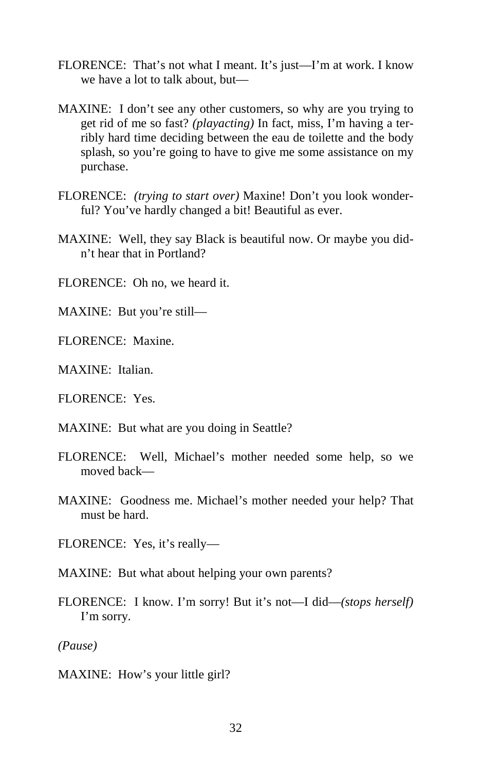FLORENCE: That's not what I meant. It's just—I'm at work. I know we have a lot to talk about, but—

MAXINE: I don't see any other customers, so why are you trying to get rid of me so fast? *(playacting)* In fact, miss, I'm having a terribly hard time deciding between the eau de toilette and the body splash, so you're going to have to give me some assistance on my purchase.

FLORENCE: *(trying to start over)* Maxine! Don't you look wonderful? You've hardly changed a bit! Beautiful as ever.

MAXINE: Well, they say Black is beautiful now. Or maybe you didn't hear that in Portland?

FLORENCE: Oh no, we heard it.

MAXINE: But you're still—

FLORENCE: Maxine.

MAXINE: Italian.

FLORENCE: Yes.

MAXINE: But what are you doing in Seattle?

FLORENCE: Well, Michael's mother needed some help, so we moved back—

MAXINE: Goodness me. Michael's mother needed your help? That must be hard.

FLORENCE: Yes, it's really—

MAXINE: But what about helping your own parents?

FLORENCE: I know. I'm sorry! But it's not—I did—*(stops herself)* I'm sorry.

*(Pause)*

MAXINE: How's your little girl?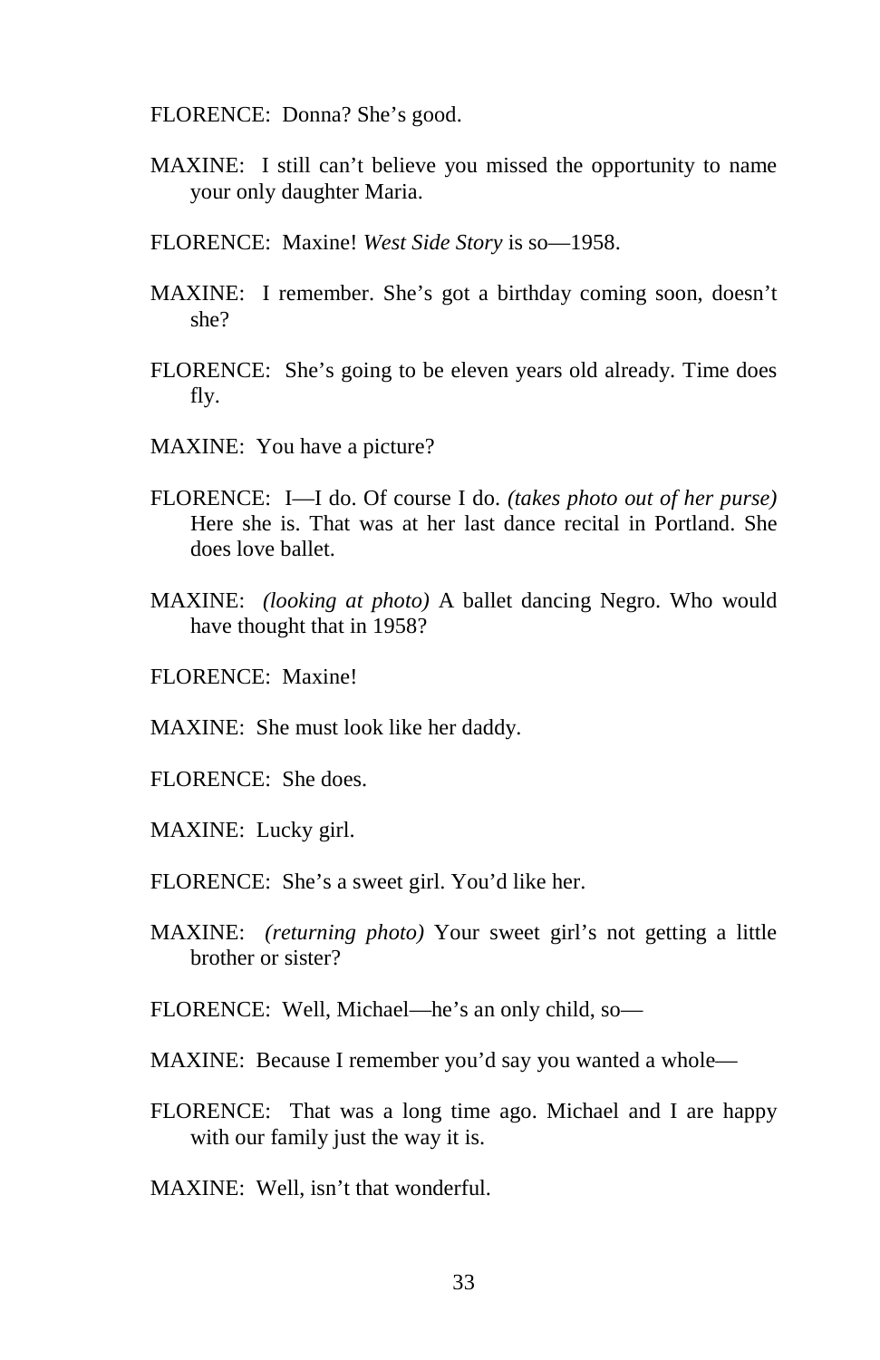FLORENCE: Donna? She's good.

MAXINE: I still can't believe you missed the opportunity to name your only daughter Maria.

FLORENCE: Maxine! *West Side Story* is so—1958.

MAXINE: I remember. She's got a birthday coming soon, doesn't she?

FLORENCE: She's going to be eleven years old already. Time does fly.

MAXINE: You have a picture?

FLORENCE: I—I do. Of course I do. *(takes photo out of her purse)* Here she is. That was at her last dance recital in Portland. She does love ballet.

MAXINE: *(looking at photo)* A ballet dancing Negro. Who would have thought that in 1958?

FLORENCE: Maxine!

MAXINE: She must look like her daddy.

FLORENCE: She does.

MAXINE: Lucky girl.

FLORENCE: She's a sweet girl. You'd like her.

MAXINE: *(returning photo)* Your sweet girl's not getting a little brother or sister?

FLORENCE: Well, Michael—he's an only child, so—

MAXINE: Because I remember you'd say you wanted a whole—

FLORENCE: That was a long time ago. Michael and I are happy with our family just the way it is.

MAXINE: Well, isn't that wonderful.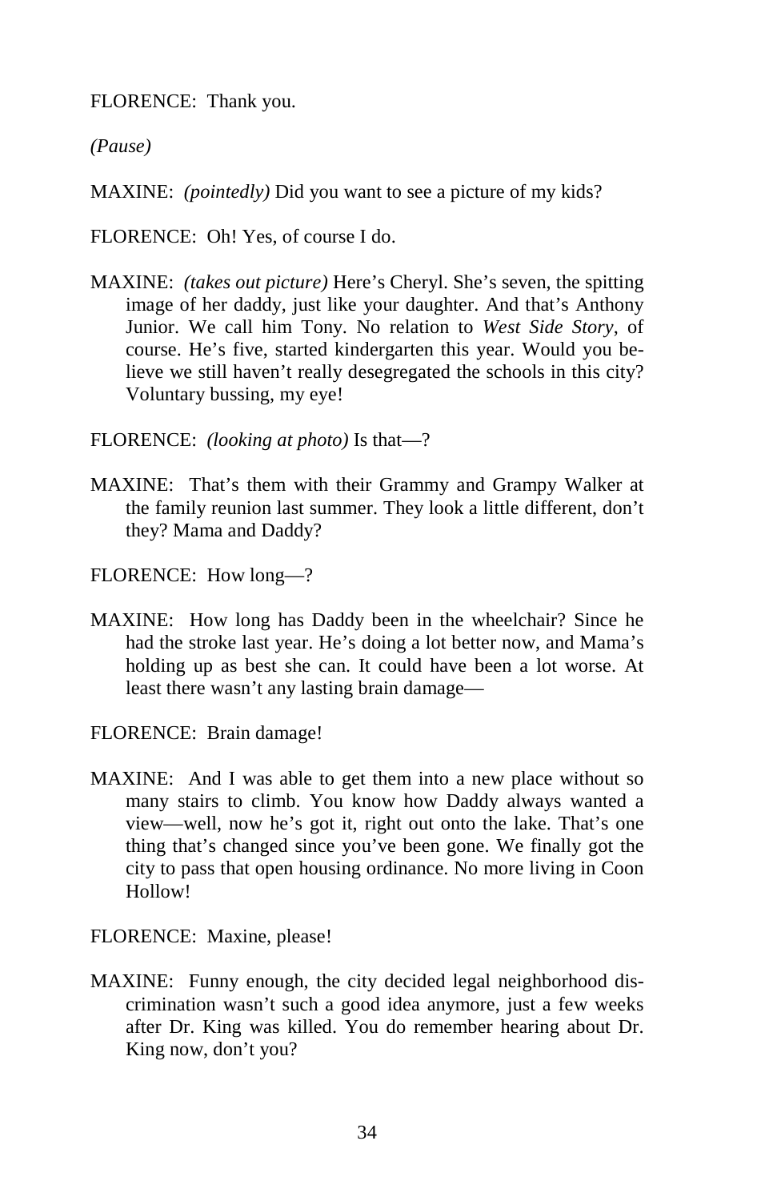FLORENCE: Thank you.

*(Pause)*

MAXINE: *(pointedly)* Did you want to see a picture of my kids?

FLORENCE: Oh! Yes, of course I do.

MAXINE: *(takes out picture)* Here's Cheryl. She's seven, the spitting image of her daddy, just like your daughter. And that's Anthony Junior. We call him Tony. No relation to *West Side Story*, of course. He's five, started kindergarten this year. Would you believe we still haven't really desegregated the schools in this city? Voluntary bussing, my eye!

FLORENCE: *(looking at photo)* Is that—?

MAXINE: That's them with their Grammy and Grampy Walker at the family reunion last summer. They look a little different, don't they? Mama and Daddy?

FLORENCE: How long—?

MAXINE: How long has Daddy been in the wheelchair? Since he had the stroke last year. He's doing a lot better now, and Mama's holding up as best she can. It could have been a lot worse. At least there wasn't any lasting brain damage—

FLORENCE: Brain damage!

MAXINE: And I was able to get them into a new place without so many stairs to climb. You know how Daddy always wanted a view—well, now he's got it, right out onto the lake. That's one thing that's changed since you've been gone. We finally got the city to pass that open housing ordinance. No more living in Coon Hollow!

FLORENCE: Maxine, please!

MAXINE: Funny enough, the city decided legal neighborhood discrimination wasn't such a good idea anymore, just a few weeks after Dr. King was killed. You do remember hearing about Dr. King now, don't you?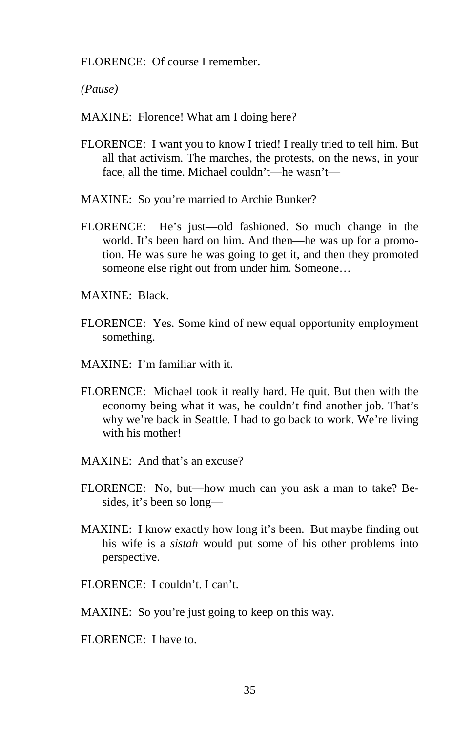FLORENCE: Of course I remember.

*(Pause)*

MAXINE: Florence! What am I doing here?

FLORENCE: I want you to know I tried! I really tried to tell him. But all that activism. The marches, the protests, on the news, in your face, all the time. Michael couldn't—he wasn't—

MAXINE: So you're married to Archie Bunker?

FLORENCE: He's just—old fashioned. So much change in the world. It's been hard on him. And then—he was up for a promotion. He was sure he was going to get it, and then they promoted someone else right out from under him. Someone…

MAXINE: Black.

FLORENCE: Yes. Some kind of new equal opportunity employment something.

MAXINE: I'm familiar with it.

FLORENCE: Michael took it really hard. He quit. But then with the economy being what it was, he couldn't find another job. That's why we're back in Seattle. I had to go back to work. We're living with his mother!

MAXINE: And that's an excuse?

FLORENCE: No, but—how much can you ask a man to take? Besides, it's been so long—

MAXINE: I know exactly how long it's been. But maybe finding out his wife is a *sistah* would put some of his other problems into perspective.

FLORENCE: I couldn't. I can't.

MAXINE: So you're just going to keep on this way.

FLORENCE: I have to.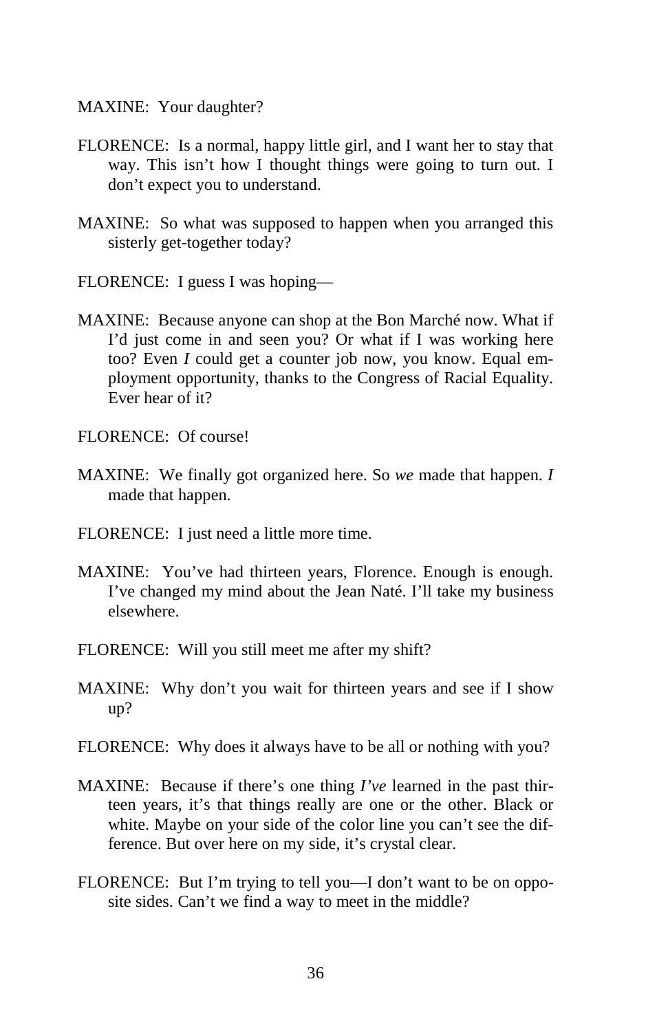MAXINE: Your daughter?

FLORENCE: Is a normal, happy little girl, and I want her to stay that way. This isn't how I thought things were going to turn out. I don't expect you to understand.

MAXINE: So what was supposed to happen when you arranged this sisterly get-together today?

FLORENCE: I guess I was hoping—

MAXINE: Because anyone can shop at the Bon Marché now. What if I'd just come in and seen you? Or what if I was working here too? Even *I* could get a counter job now, you know. Equal employment opportunity, thanks to the Congress of Racial Equality. Ever hear of it?

FLORENCE: Of course!

MAXINE: We finally got organized here. So *we* made that happen. *I* made that happen.

FLORENCE: I just need a little more time.

MAXINE: You've had thirteen years, Florence. Enough is enough. I've changed my mind about the Jean Naté. I'll take my business elsewhere.

FLORENCE: Will you still meet me after my shift?

MAXINE: Why don't you wait for thirteen years and see if I show up?

FLORENCE: Why does it always have to be all or nothing with you?

MAXINE: Because if there's one thing *I've* learned in the past thirteen years, it's that things really are one or the other. Black or white. Maybe on your side of the color line you can't see the difference. But over here on my side, it's crystal clear.

FLORENCE: But I'm trying to tell you—I don't want to be on opposite sides. Can't we find a way to meet in the middle?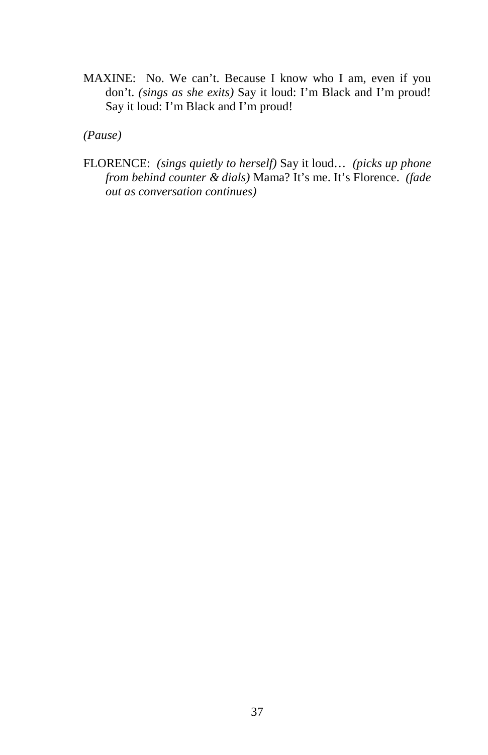MAXINE: No. We can't. Because I know who I am, even if you don't. *(sings as she exits)* Say it loud: I'm Black and I'm proud! Say it loud: I'm Black and I'm proud!

*(Pause)*

FLORENCE: *(sings quietly to herself)* Say it loud… *(picks up phone from behind counter & dials)* Mama? It's me. It's Florence. *(fade out as conversation continues)*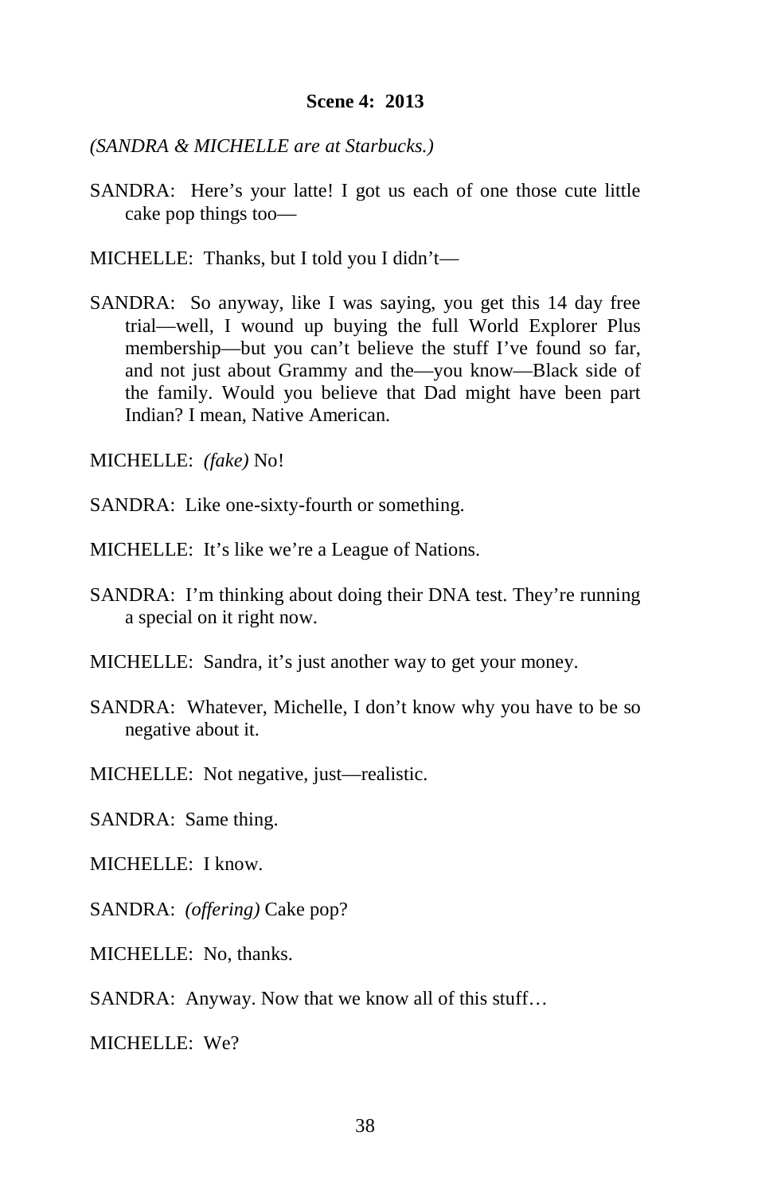**Scene 4: 2013**

*(SANDRA & MICHELLE are at Starbucks.)*

SANDRA: Here's your latte! I got us each of one those cute little cake pop things too—

MICHELLE: Thanks, but I told you I didn't—

SANDRA: So anyway, like I was saying, you get this 14 day free trial—well, I wound up buying the full World Explorer Plus membership—but you can't believe the stuff I've found so far, and not just about Grammy and the—you know—Black side of the family. Would you believe that Dad might have been part Indian? I mean, Native American.

MICHELLE: *(fake)* No!

SANDRA: Like one-sixty-fourth or something.

MICHELLE: It's like we're a League of Nations.

SANDRA: I'm thinking about doing their DNA test. They're running a special on it right now.

MICHELLE: Sandra, it's just another way to get your money.

SANDRA: Whatever, Michelle, I don't know why you have to be so negative about it.

MICHELLE: Not negative, just—realistic.

SANDRA: Same thing.

MICHELLE: I know.

SANDRA: *(offering)* Cake pop?

MICHELLE: No, thanks.

SANDRA: Anyway. Now that we know all of this stuff…

MICHELLE: We?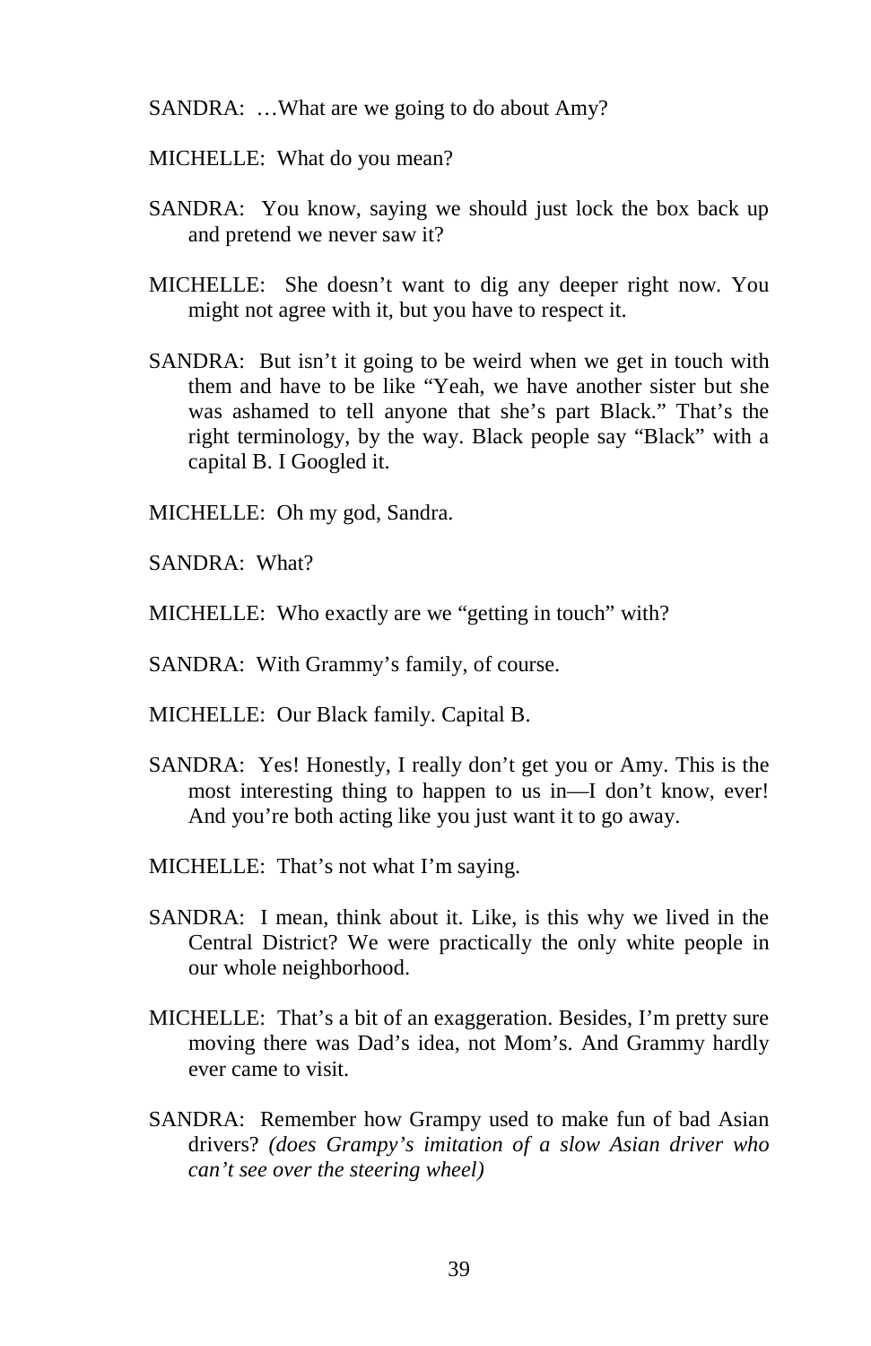SANDRA: …What are we going to do about Amy?

MICHELLE: What do you mean?

SANDRA: You know, saying we should just lock the box back up and pretend we never saw it?

MICHELLE: She doesn't want to dig any deeper right now. You might not agree with it, but you have to respect it.

SANDRA: But isn't it going to be weird when we get in touch with them and have to be like "Yeah, we have another sister but she was ashamed to tell anyone that she's part Black." That's the right terminology, by the way. Black people say "Black" with a capital B. I Googled it.

MICHELLE: Oh my god, Sandra.

SANDRA: What?

MICHELLE: Who exactly are we "getting in touch" with?

SANDRA: With Grammy's family, of course.

MICHELLE: Our Black family. Capital B.

SANDRA: Yes! Honestly, I really don't get you or Amy. This is the most interesting thing to happen to us in—I don't know, ever! And you're both acting like you just want it to go away.

MICHELLE: That's not what I'm saying.

SANDRA: I mean, think about it. Like, is this why we lived in the Central District? We were practically the only white people in our whole neighborhood.

MICHELLE: That's a bit of an exaggeration. Besides, I'm pretty sure moving there was Dad's idea, not Mom's. And Grammy hardly ever came to visit.

SANDRA: Remember how Grampy used to make fun of bad Asian drivers? *(does Grampy's imitation of a slow Asian driver who can't see over the steering wheel)*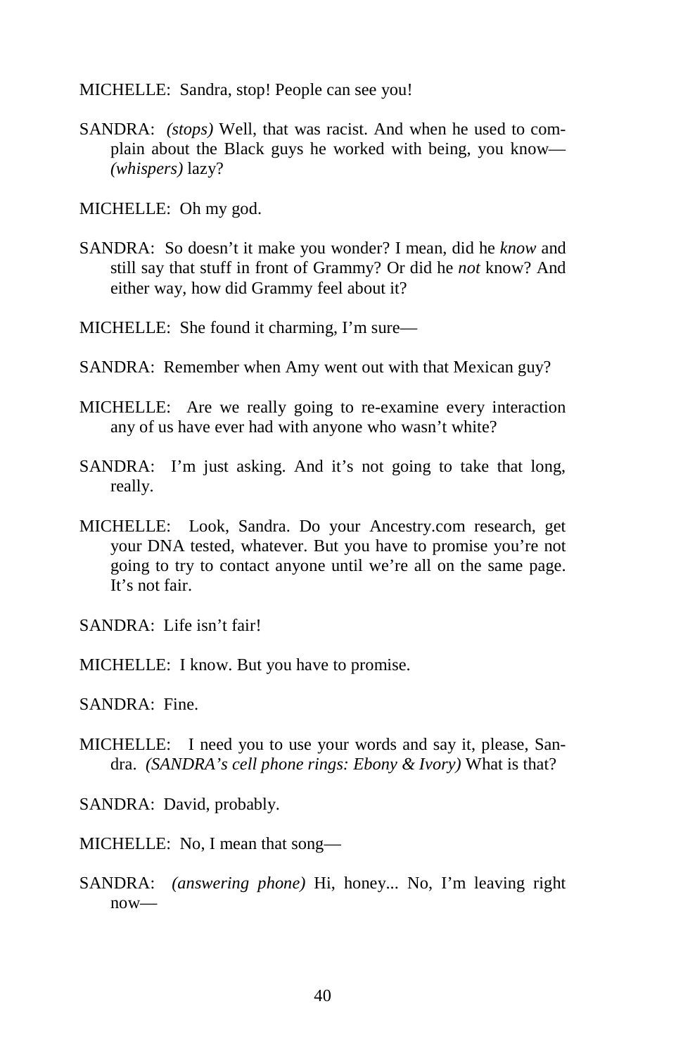MICHELLE: Sandra, stop! People can see you!

SANDRA: *(stops)* Well, that was racist. And when he used to complain about the Black guys he worked with being, you know— *(whispers)* lazy?

MICHELLE: Oh my god.

SANDRA: So doesn't it make you wonder? I mean, did he *know* and still say that stuff in front of Grammy? Or did he *not* know? And either way, how did Grammy feel about it?

MICHELLE: She found it charming, I'm sure—

SANDRA: Remember when Amy went out with that Mexican guy?

MICHELLE: Are we really going to re-examine every interaction any of us have ever had with anyone who wasn't white?

SANDRA: I'm just asking. And it's not going to take that long, really.

MICHELLE: Look, Sandra. Do your Ancestry.com research, get your DNA tested, whatever. But you have to promise you're not going to try to contact anyone until we're all on the same page. It's not fair.

SANDRA: Life isn't fair!

MICHELLE: I know. But you have to promise.

SANDRA: Fine.

MICHELLE: I need you to use your words and say it, please, Sandra. *(SANDRA's cell phone rings: Ebony & Ivory)* What is that?

SANDRA: David, probably.

MICHELLE: No, I mean that song—

SANDRA: *(answering phone)* Hi, honey... No, I'm leaving right now—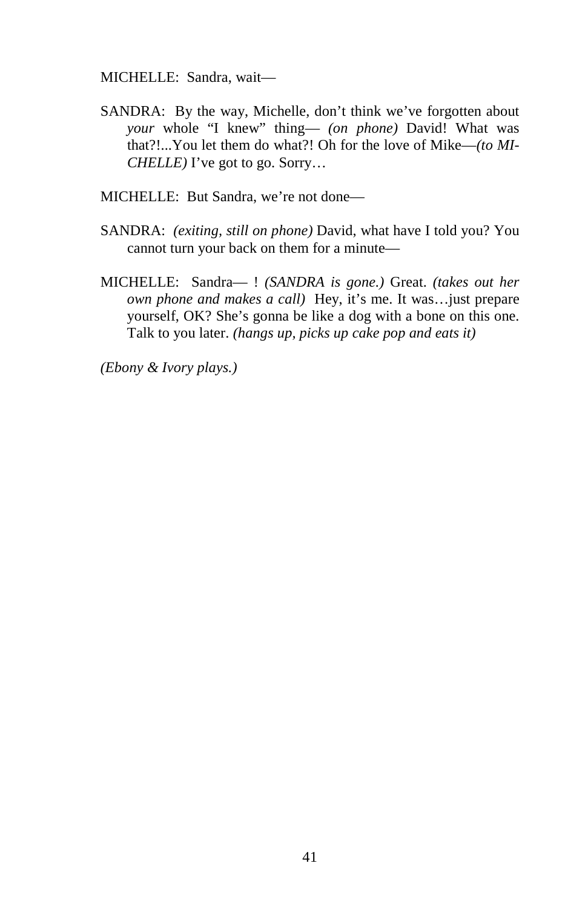MICHELLE: Sandra, wait—

SANDRA: By the way, Michelle, don't think we've forgotten about *your* whole "I knew" thing— *(on phone)* David! What was that?!...You let them do what?! Oh for the love of Mike—*(to MICHELLE)* I've got to go. Sorry…

MICHELLE: But Sandra, we're not done—

SANDRA: *(exiting, still on phone)* David, what have I told you? You cannot turn your back on them for a minute—

MICHELLE: Sandra— ! *(SANDRA is gone.)* Great. *(takes out her own phone and makes a call)* Hey, it's me. It was…just prepare yourself, OK? She's gonna be like a dog with a bone on this one. Talk to you later. *(hangs up, picks up cake pop and eats it)*

*(Ebony & Ivory plays.)*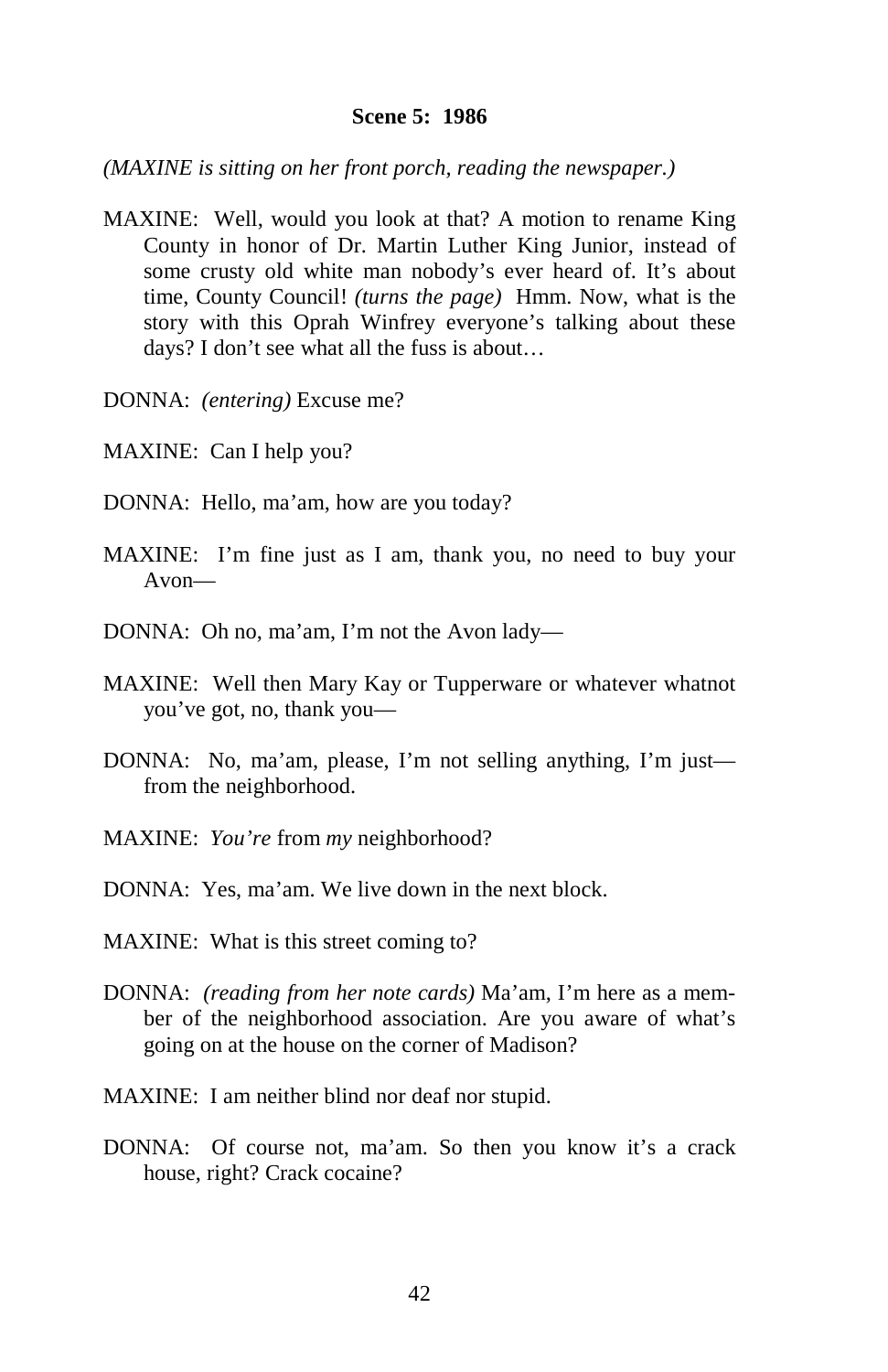**Scene 5: 1986**

*(MAXINE is sitting on her front porch, reading the newspaper.)*

MAXINE: Well, would you look at that? A motion to rename King County in honor of Dr. Martin Luther King Junior, instead of some crusty old white man nobody's ever heard of. It's about time, County Council! *(turns the page)* Hmm. Now, what is the story with this Oprah Winfrey everyone's talking about these days? I don't see what all the fuss is about…

DONNA: *(entering)* Excuse me?

MAXINE: Can I help you?

DONNA: Hello, ma'am, how are you today?

MAXINE: I'm fine just as I am, thank you, no need to buy your Avon—

DONNA: Oh no, ma'am, I'm not the Avon lady—

MAXINE: Well then Mary Kay or Tupperware or whatever whatnot you've got, no, thank you—

DONNA: No, ma'am, please, I'm not selling anything, I'm just—from the neighborhood.

MAXINE: *You're* from *my* neighborhood?

DONNA: Yes, ma'am. We live down in the next block.

MAXINE: What is this street coming to?

DONNA: *(reading from her note cards)* Ma'am, I'm here as a member of the neighborhood association. Are you aware of what's going on at the house on the corner of Madison?

MAXINE: I am neither blind nor deaf nor stupid.

DONNA: Of course not, ma'am. So then you know it's a crack house, right? Crack cocaine?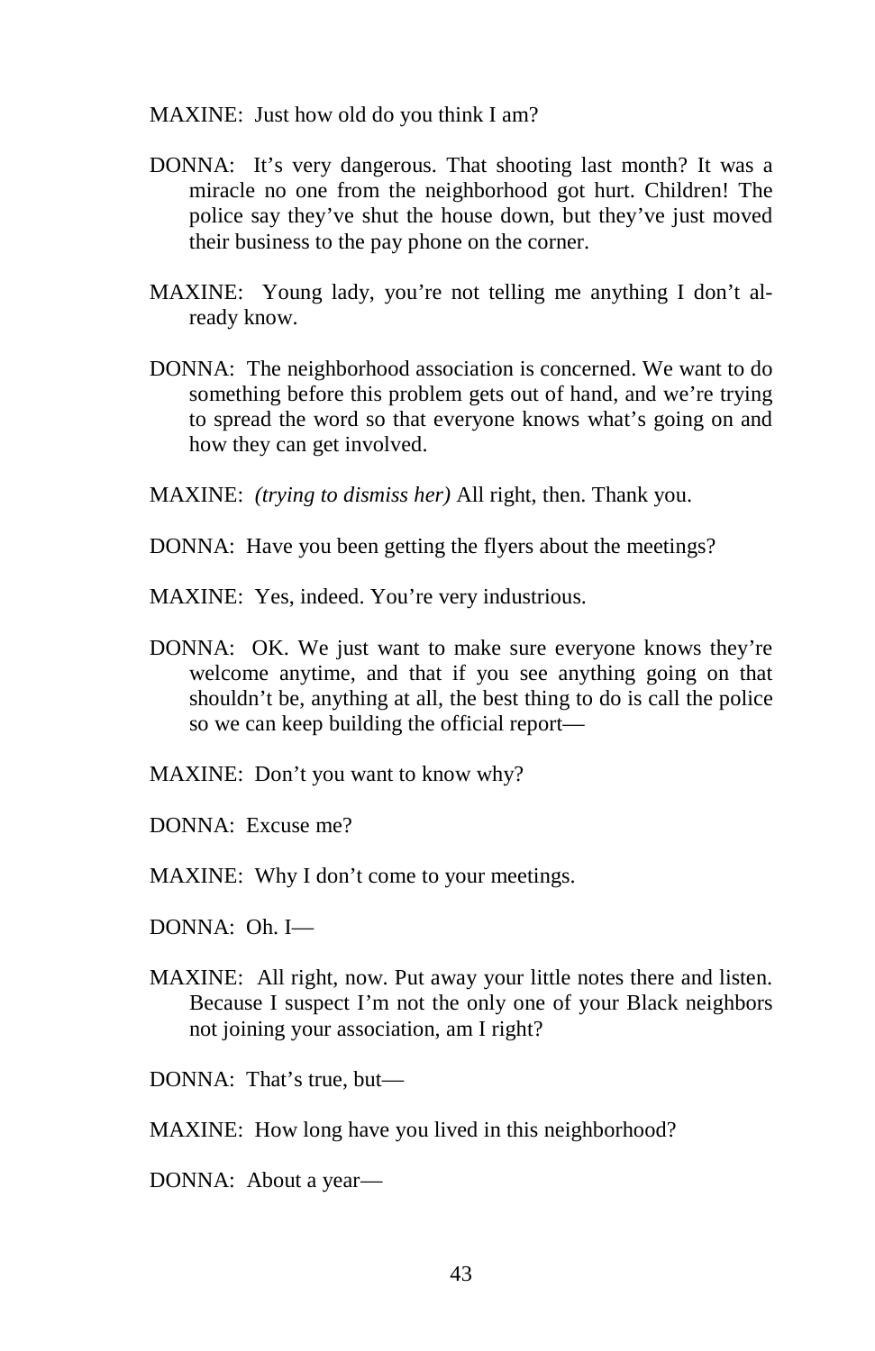MAXINE: Just how old do you think I am?

DONNA: It's very dangerous. That shooting last month? It was a miracle no one from the neighborhood got hurt. Children! The police say they've shut the house down, but they've just moved their business to the pay phone on the corner.

MAXINE: Young lady, you're not telling me anything I don't already know.

DONNA: The neighborhood association is concerned. We want to do something before this problem gets out of hand, and we're trying to spread the word so that everyone knows what's going on and how they can get involved.

MAXINE: *(trying to dismiss her)* All right, then. Thank you.

DONNA: Have you been getting the flyers about the meetings?

MAXINE: Yes, indeed. You're very industrious.

DONNA: OK. We just want to make sure everyone knows they're welcome anytime, and that if you see anything going on that shouldn't be, anything at all, the best thing to do is call the police so we can keep building the official report—

MAXINE: Don't you want to know why?

DONNA: Excuse me?

MAXINE: Why I don't come to your meetings.

DONNA: Oh. I—

MAXINE: All right, now. Put away your little notes there and listen. Because I suspect I'm not the only one of your Black neighbors not joining your association, am I right?

DONNA: That's true, but—

MAXINE: How long have you lived in this neighborhood?

DONNA: About a year—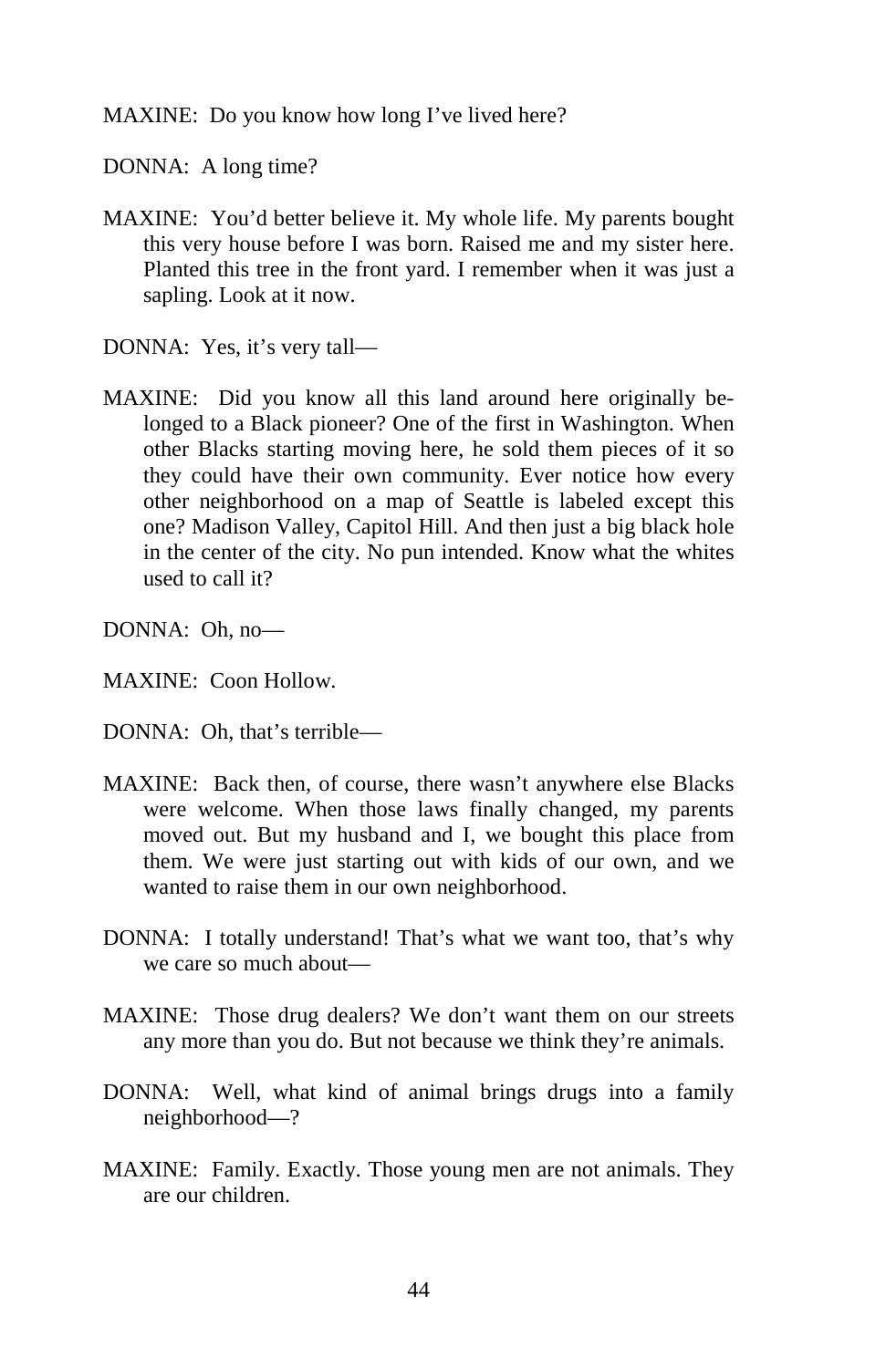MAXINE: Do you know how long I've lived here?

DONNA: A long time?

MAXINE: You'd better believe it. My whole life. My parents bought this very house before I was born. Raised me and my sister here. Planted this tree in the front yard. I remember when it was just a sapling. Look at it now.

DONNA: Yes, it's very tall—

MAXINE: Did you know all this land around here originally belonged to a Black pioneer? One of the first in Washington. When other Blacks starting moving here, he sold them pieces of it so they could have their own community. Ever notice how every other neighborhood on a map of Seattle is labeled except this one? Madison Valley, Capitol Hill. And then just a big black hole in the center of the city. No pun intended. Know what the whites used to call it?

DONNA: Oh, no—

MAXINE: Coon Hollow.

DONNA: Oh, that's terrible—

MAXINE: Back then, of course, there wasn't anywhere else Blacks were welcome. When those laws finally changed, my parents moved out. But my husband and I, we bought this place from them. We were just starting out with kids of our own, and we wanted to raise them in our own neighborhood.

DONNA: I totally understand! That's what we want too, that's why we care so much about—

MAXINE: Those drug dealers? We don't want them on our streets any more than you do. But not because we think they're animals.

DONNA: Well, what kind of animal brings drugs into a family neighborhood—?

MAXINE: Family. Exactly. Those young men are not animals. They are our children.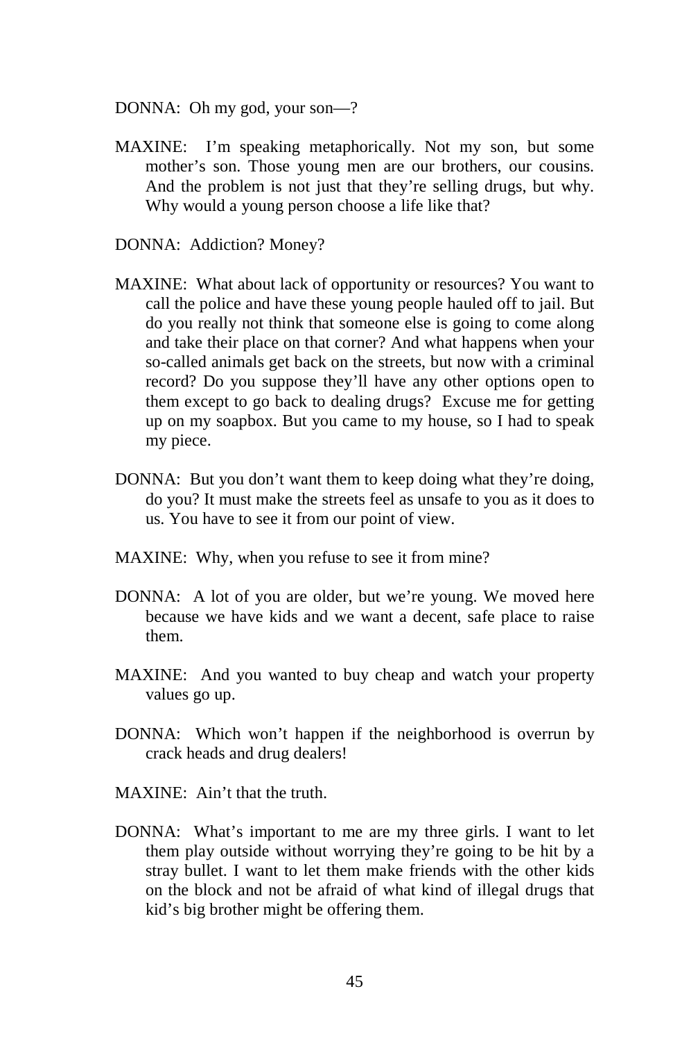DONNA: Oh my god, your son—?

MAXINE: I'm speaking metaphorically. Not my son, but some mother's son. Those young men are our brothers, our cousins. And the problem is not just that they're selling drugs, but why. Why would a young person choose a life like that?

DONNA: Addiction? Money?

MAXINE: What about lack of opportunity or resources? You want to call the police and have these young people hauled off to jail. But do you really not think that someone else is going to come along and take their place on that corner? And what happens when your so-called animals get back on the streets, but now with a criminal record? Do you suppose they'll have any other options open to them except to go back to dealing drugs? Excuse me for getting up on my soapbox. But you came to my house, so I had to speak my piece.

DONNA: But you don't want them to keep doing what they're doing, do you? It must make the streets feel as unsafe to you as it does to us. You have to see it from our point of view.

MAXINE: Why, when you refuse to see it from mine?

DONNA: A lot of you are older, but we're young. We moved here because we have kids and we want a decent, safe place to raise them.

MAXINE: And you wanted to buy cheap and watch your property values go up.

DONNA: Which won't happen if the neighborhood is overrun by crack heads and drug dealers!

MAXINE: Ain't that the truth.

DONNA: What's important to me are my three girls. I want to let them play outside without worrying they're going to be hit by a stray bullet. I want to let them make friends with the other kids on the block and not be afraid of what kind of illegal drugs that kid's big brother might be offering them.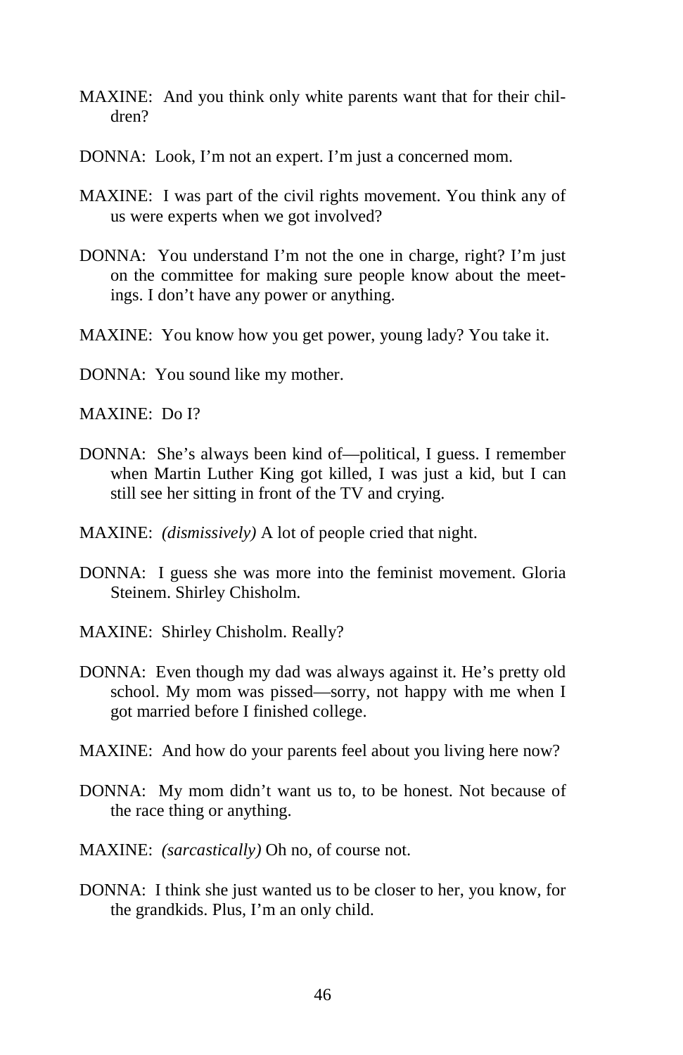MAXINE: And you think only white parents want that for their children?

DONNA: Look, I'm not an expert. I'm just a concerned mom.

MAXINE: I was part of the civil rights movement. You think any of us were experts when we got involved?

DONNA: You understand I'm not the one in charge, right? I'm just on the committee for making sure people know about the meetings. I don't have any power or anything.

MAXINE: You know how you get power, young lady? You take it.

DONNA: You sound like my mother.

MAXINE: Do I?

DONNA: She's always been kind of—political, I guess. I remember when Martin Luther King got killed, I was just a kid, but I can still see her sitting in front of the TV and crying.

MAXINE: *(dismissively)* A lot of people cried that night.

DONNA: I guess she was more into the feminist movement. Gloria Steinem. Shirley Chisholm.

MAXINE: Shirley Chisholm. Really?

DONNA: Even though my dad was always against it. He's pretty old school. My mom was pissed—sorry, not happy with me when I got married before I finished college.

MAXINE: And how do your parents feel about you living here now?

DONNA: My mom didn't want us to, to be honest. Not because of the race thing or anything.

MAXINE: *(sarcastically)* Oh no, of course not.

DONNA: I think she just wanted us to be closer to her, you know, for the grandkids. Plus, I'm an only child.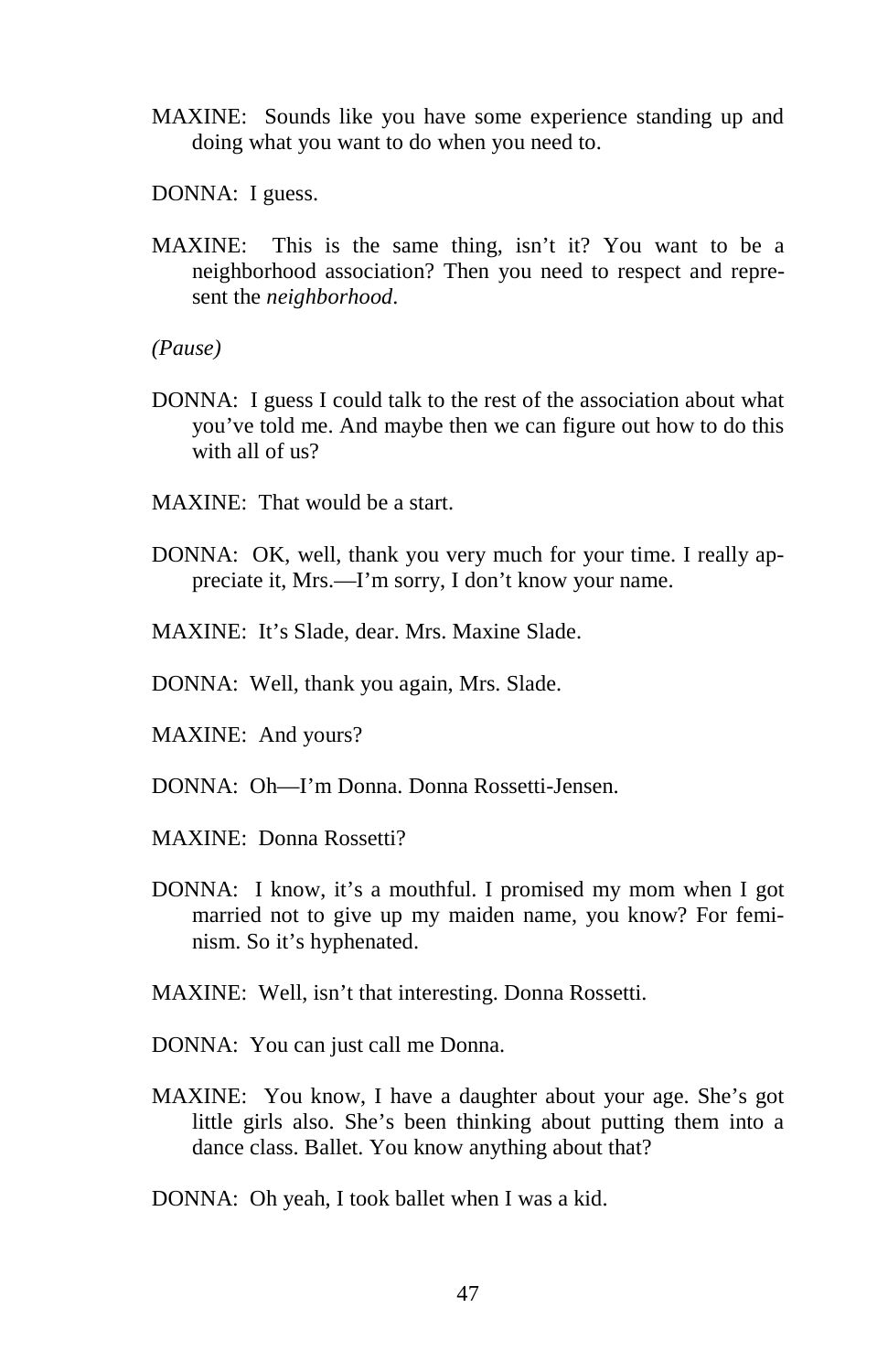MAXINE: Sounds like you have some experience standing up and doing what you want to do when you need to.

DONNA: I guess.

MAXINE: This is the same thing, isn't it? You want to be a neighborhood association? Then you need to respect and represent the *neighborhood*.

*(Pause)*

DONNA: I guess I could talk to the rest of the association about what you've told me. And maybe then we can figure out how to do this with all of us?

MAXINE: That would be a start.

DONNA: OK, well, thank you very much for your time. I really appreciate it, Mrs.—I'm sorry, I don't know your name.

MAXINE: It's Slade, dear. Mrs. Maxine Slade.

DONNA: Well, thank you again, Mrs. Slade.

MAXINE: And yours?

DONNA: Oh—I'm Donna. Donna Rossetti-Jensen.

MAXINE: Donna Rossetti?

DONNA: I know, it's a mouthful. I promised my mom when I got married not to give up my maiden name, you know? For feminism. So it's hyphenated.

MAXINE: Well, isn't that interesting. Donna Rossetti.

DONNA: You can just call me Donna.

MAXINE: You know, I have a daughter about your age. She's got little girls also. She's been thinking about putting them into a dance class. Ballet. You know anything about that?

DONNA: Oh yeah, I took ballet when I was a kid.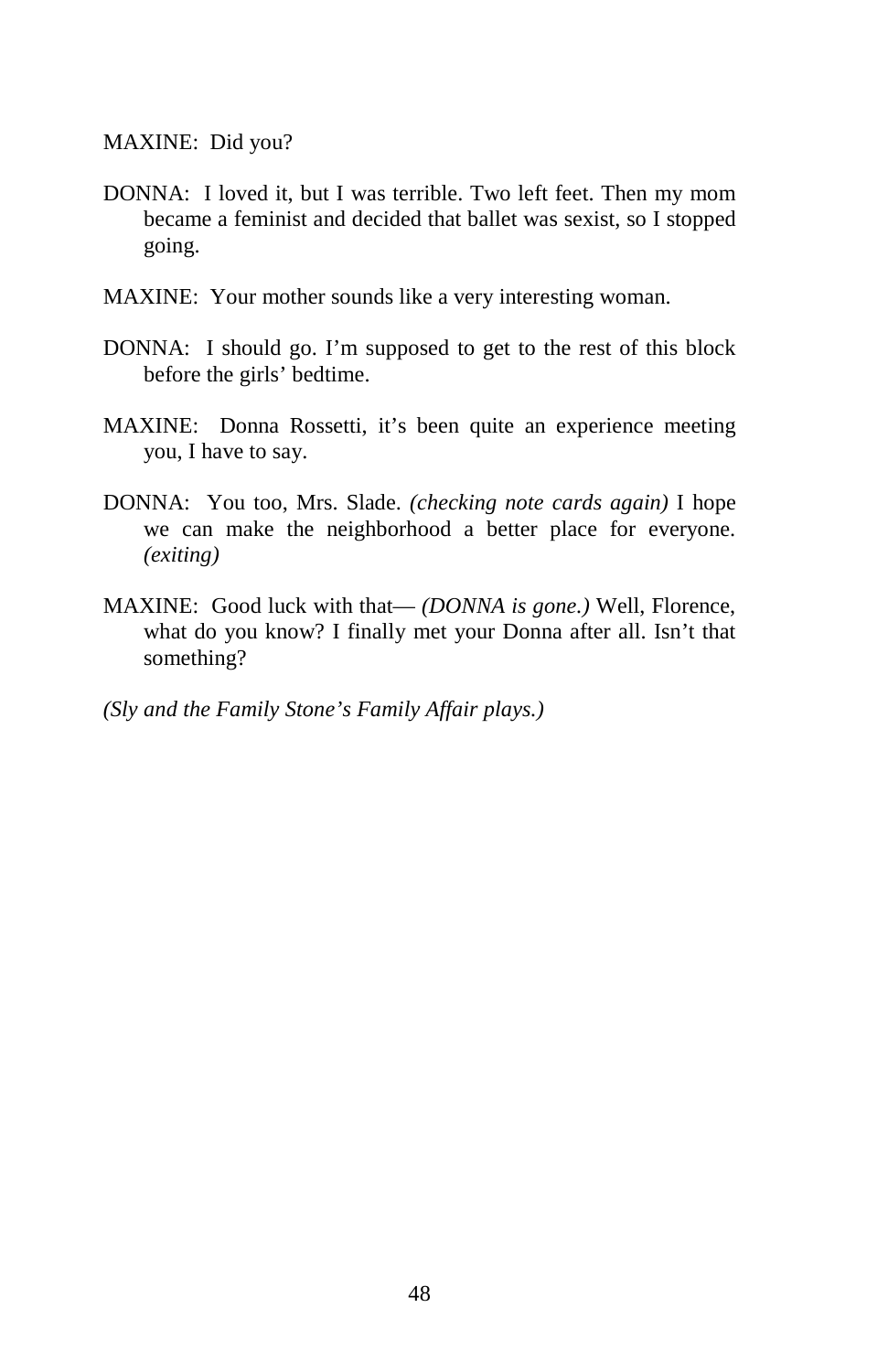MAXINE: Did you?

DONNA: I loved it, but I was terrible. Two left feet. Then my mom became a feminist and decided that ballet was sexist, so I stopped going.

MAXINE: Your mother sounds like a very interesting woman.

DONNA: I should go. I'm supposed to get to the rest of this block before the girls' bedtime.

MAXINE: Donna Rossetti, it's been quite an experience meeting you, I have to say.

DONNA: You too, Mrs. Slade. *(checking note cards again)* I hope we can make the neighborhood a better place for everyone. *(exiting)*

MAXINE: Good luck with that— *(DONNA is gone.)* Well, Florence, what do you know? I finally met your Donna after all. Isn't that something?

*(Sly and the Family Stone's Family Affair plays.)*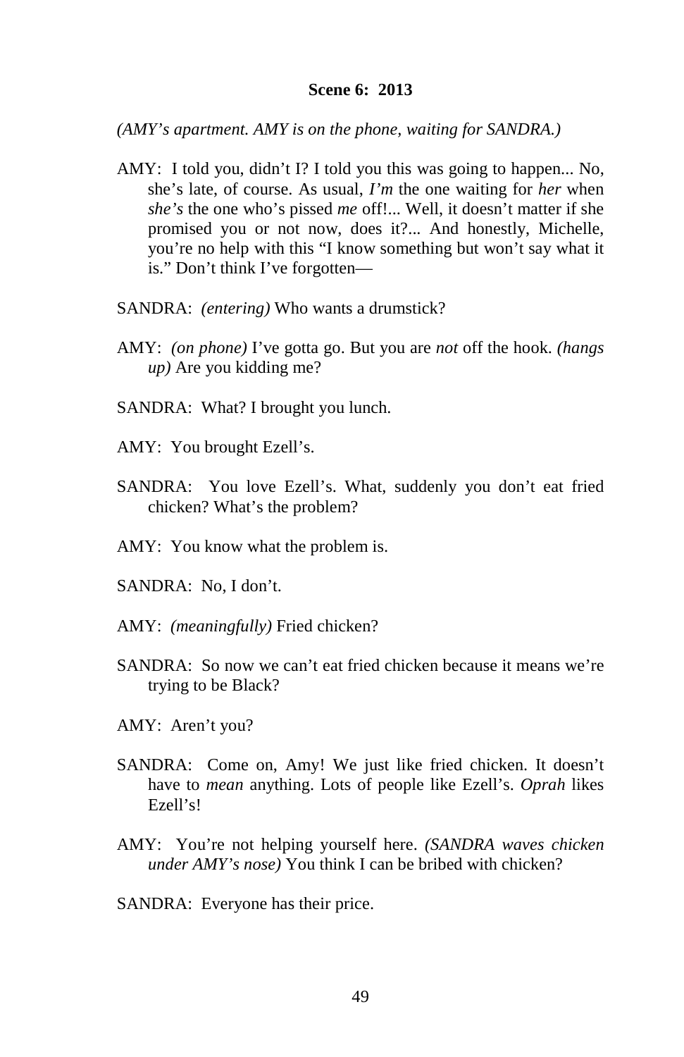**Scene 6: 2013**

*(AMY's apartment. AMY is on the phone, waiting for SANDRA.)*

AMY: I told you, didn't I? I told you this was going to happen... No, she's late, of course. As usual, *I'm* the one waiting for *her* when *she's* the one who's pissed *me* off!... Well, it doesn't matter if she promised you or not now, does it?... And honestly, Michelle, you're no help with this "I know something but won't say what it is." Don't think I've forgotten—

SANDRA: *(entering)* Who wants a drumstick?

AMY: *(on phone)* I've gotta go. But you are *not* off the hook. *(hangs up)* Are you kidding me?

SANDRA: What? I brought you lunch.

AMY: You brought Ezell's.

SANDRA: You love Ezell's. What, suddenly you don't eat fried chicken? What's the problem?

AMY: You know what the problem is.

SANDRA: No, I don't.

AMY: *(meaningfully)* Fried chicken?

SANDRA: So now we can't eat fried chicken because it means we're trying to be Black?

AMY: Aren't you?

SANDRA: Come on, Amy! We just like fried chicken. It doesn't have to *mean* anything. Lots of people like Ezell's. *Oprah* likes Ezell's!

AMY: You're not helping yourself here. *(SANDRA waves chicken under AMY's nose)* You think I can be bribed with chicken?

SANDRA: Everyone has their price.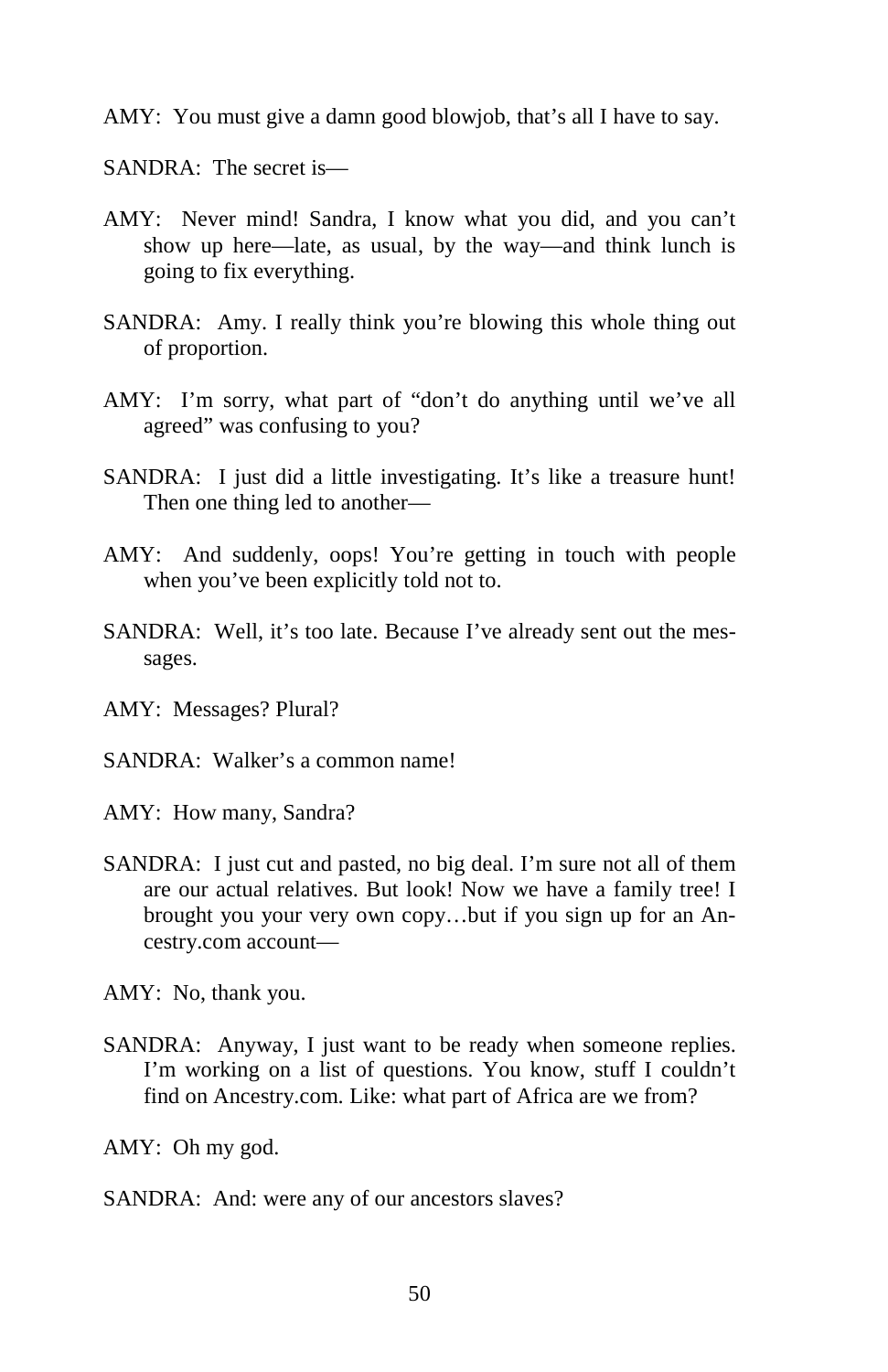AMY: You must give a damn good blowjob, that's all I have to say.

SANDRA: The secret is—

AMY: Never mind! Sandra, I know what you did, and you can't show up here—late, as usual, by the way—and think lunch is going to fix everything.

SANDRA: Amy. I really think you're blowing this whole thing out of proportion.

AMY: I'm sorry, what part of "don't do anything until we've all agreed" was confusing to you?

SANDRA: I just did a little investigating. It's like a treasure hunt! Then one thing led to another—

AMY: And suddenly, oops! You're getting in touch with people when you've been explicitly told not to.

SANDRA: Well, it's too late. Because I've already sent out the messages.

AMY: Messages? Plural?

SANDRA: Walker's a common name!

AMY: How many, Sandra?

SANDRA: I just cut and pasted, no big deal. I'm sure not all of them are our actual relatives. But look! Now we have a family tree! I brought you your very own copy…but if you sign up for an Ancestry.com account—

AMY: No, thank you.

SANDRA: Anyway, I just want to be ready when someone replies. I'm working on a list of questions. You know, stuff I couldn't find on Ancestry.com. Like: what part of Africa are we from?

AMY: Oh my god.

SANDRA: And: were any of our ancestors slaves?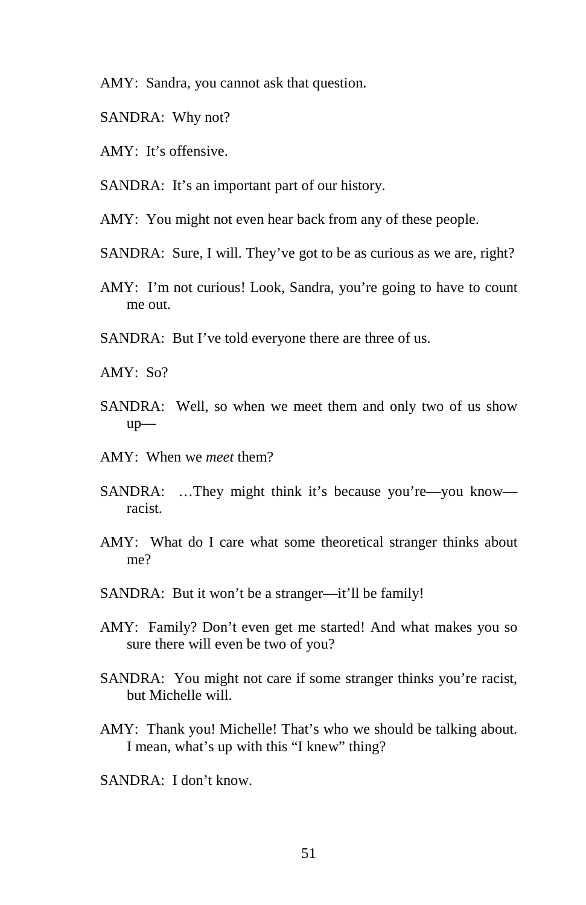AMY: Sandra, you cannot ask that question.

SANDRA: Why not?

AMY: It's offensive.

SANDRA: It's an important part of our history.

AMY: You might not even hear back from any of these people.

SANDRA: Sure, I will. They've got to be as curious as we are, right?

AMY: I'm not curious! Look, Sandra, you're going to have to count me out.

SANDRA: But I've told everyone there are three of us.

AMY: So?

SANDRA: Well, so when we meet them and only two of us show up—

AMY: When we *meet* them?

SANDRA: …They might think it's because you're—you know—racist.

AMY: What do I care what some theoretical stranger thinks about me?

SANDRA: But it won't be a stranger—it'll be family!

AMY: Family? Don't even get me started! And what makes you so sure there will even be two of you?

SANDRA: You might not care if some stranger thinks you're racist, but Michelle will.

AMY: Thank you! Michelle! That's who we should be talking about. I mean, what's up with this "I knew" thing?

SANDRA: I don't know.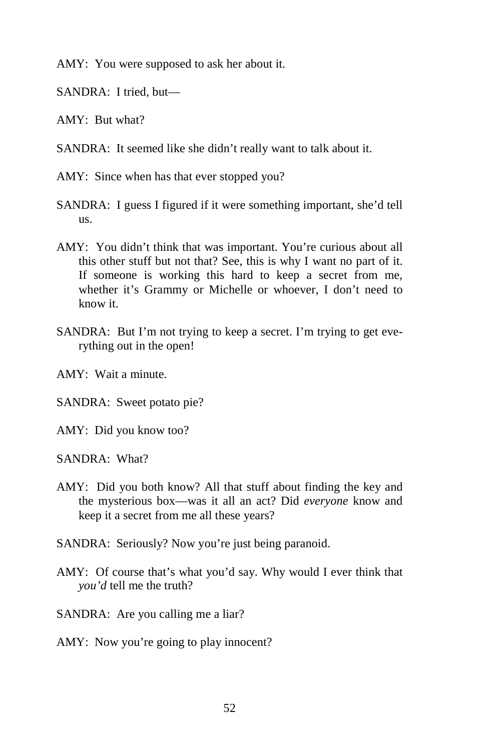AMY: You were supposed to ask her about it.

SANDRA: I tried, but—

AMY: But what?

SANDRA: It seemed like she didn't really want to talk about it.

AMY: Since when has that ever stopped you?

SANDRA: I guess I figured if it were something important, she'd tell us.

AMY: You didn't think that was important. You're curious about all this other stuff but not that? See, this is why I want no part of it. If someone is working this hard to keep a secret from me, whether it's Grammy or Michelle or whoever, I don't need to know it.

SANDRA: But I'm not trying to keep a secret. I'm trying to get everything out in the open!

AMY: Wait a minute.

SANDRA: Sweet potato pie?

AMY: Did you know too?

SANDRA: What?

AMY: Did you both know? All that stuff about finding the key and the mysterious box—was it all an act? Did *everyone* know and keep it a secret from me all these years?

SANDRA: Seriously? Now you're just being paranoid.

AMY: Of course that's what you'd say. Why would I ever think that *you'd* tell me the truth?

SANDRA: Are you calling me a liar?

AMY: Now you're going to play innocent?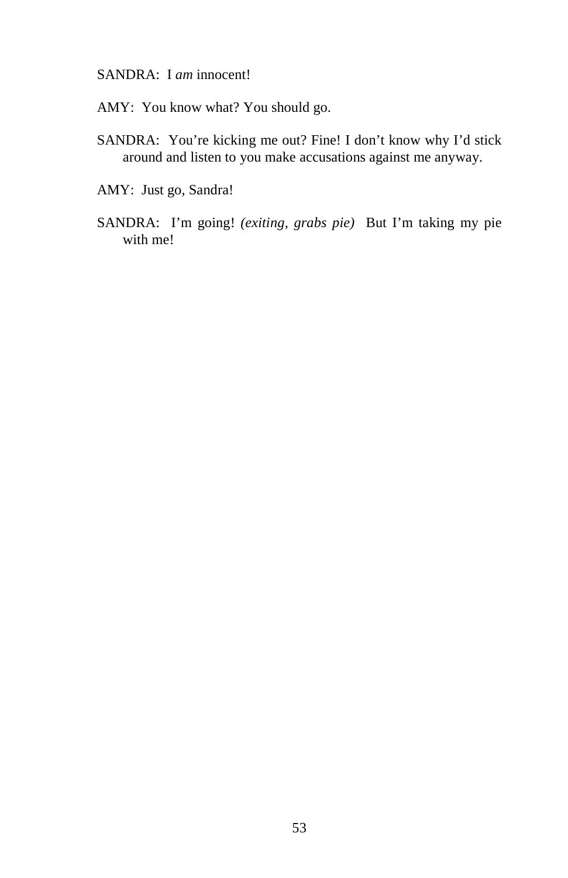SANDRA: I *am* innocent!

AMY: You know what? You should go.

SANDRA: You're kicking me out? Fine! I don't know why I'd stick around and listen to you make accusations against me anyway.

AMY: Just go, Sandra!

SANDRA: I'm going! *(exiting, grabs pie)* But I'm taking my pie with me!